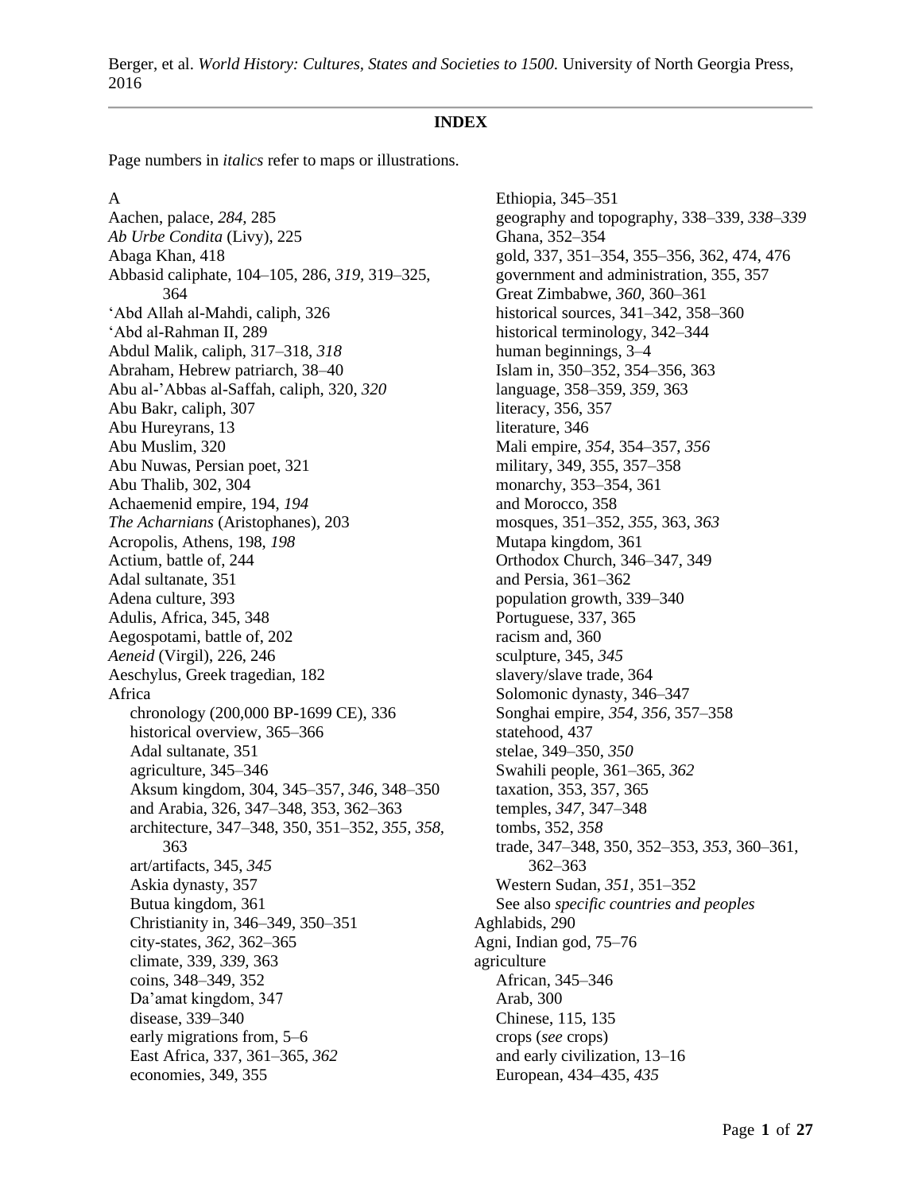Berger, et al. *World History: Cultures, States and Societies to 1500.* University of North Georgia Press, 2016

**INDEX**

Page numbers in *italics* refer to maps or illustrations.

A

Aachen, palace, *284,* 285
*Ab Urbe Condita* (Livy), 225
Abaga Khan, 418
Abbasid caliphate, 104–105, 286, *319,* 319–325, 364
'Abd Allah al-Mahdi, caliph, 326
'Abd al-Rahman II, 289
Abdul Malik, caliph, 317–318, *318*
Abraham, Hebrew patriarch, 38–40
Abu al-'Abbas al-Saffah, caliph, 320, *320*
Abu Bakr, caliph, 307
Abu Hureyrans, 13
Abu Muslim, 320
Abu Nuwas, Persian poet, 321
Abu Thalib, 302, 304
Achaemenid empire, 194, *194*
*The Acharnians* (Aristophanes), 203
Acropolis, Athens, 198, *198*
Actium, battle of, 244
Adal sultanate, 351
Adena culture, 393
Adulis, Africa, 345, 348
Aegospotami, battle of, 202
*Aeneid* (Virgil), 226, 246
Aeschylus, Greek tragedian, 182
Africa
  chronology (200,000 BP-1699 CE), 336
  historical overview, 365–366
  Adal sultanate, 351
  agriculture, 345–346
  Aksum kingdom, 304, 345–357, *346,* 348–350
  and Arabia, 326, 347–348, 353, 362–363
  architecture, 347–348, 350, 351–352, *355, 358,* 363
  art/artifacts, 345, *345*
  Askia dynasty, 357
  Butua kingdom, 361
  Christianity in, 346–349, 350–351
  city-states, *362,* 362–365
  climate, 339, *339,* 363
  coins, 348–349, 352
  Da'amat kingdom, 347
  disease, 339–340
  early migrations from, 5–6
  East Africa, 337, 361–365, *362*
  economies, 349, 355
  Ethiopia, 345–351
  geography and topography, 338–339, *338–339*
  Ghana, 352–354
  gold, 337, 351–354, 355–356, 362, 474, 476
  government and administration, 355, 357
  Great Zimbabwe, *360,* 360–361
  historical sources, 341–342, 358–360
  historical terminology, 342–344
  human beginnings, 3–4
  Islam in, 350–352, 354–356, 363
  language, 358–359, *359,* 363
  literacy, 356, 357
  literature, 346
  Mali empire, *354,* 354–357, *356*
  military, 349, 355, 357–358
  monarchy, 353–354, 361
  and Morocco, 358
  mosques, 351–352, *355,* 363, *363*
  Mutapa kingdom, 361
  Orthodox Church, 346–347, 349
  and Persia, 361–362
  population growth, 339–340
  Portuguese, 337, 365
  racism and, 360
  sculpture, 345, *345*
  slavery/slave trade, 364
  Solomonic dynasty, 346–347
  Songhai empire, *354, 356,* 357–358
  statehood, 437
  stelae, 349–350, *350*
  Swahili people, 361–365, *362*
  taxation, 353, 357, 365
  temples, *347,* 347–348
  tombs, 352, *358*
  trade, 347–348, 350, 352–353, *353,* 360–361, 362–363
  Western Sudan, *351,* 351–352
  See also *specific countries and peoples*
Aghlabids, 290
Agni, Indian god, 75–76
agriculture
  African, 345–346
  Arab, 300
  Chinese, 115, 135
  crops (*see* crops)
  and early civilization, 13–16
  European, 434–435, *435*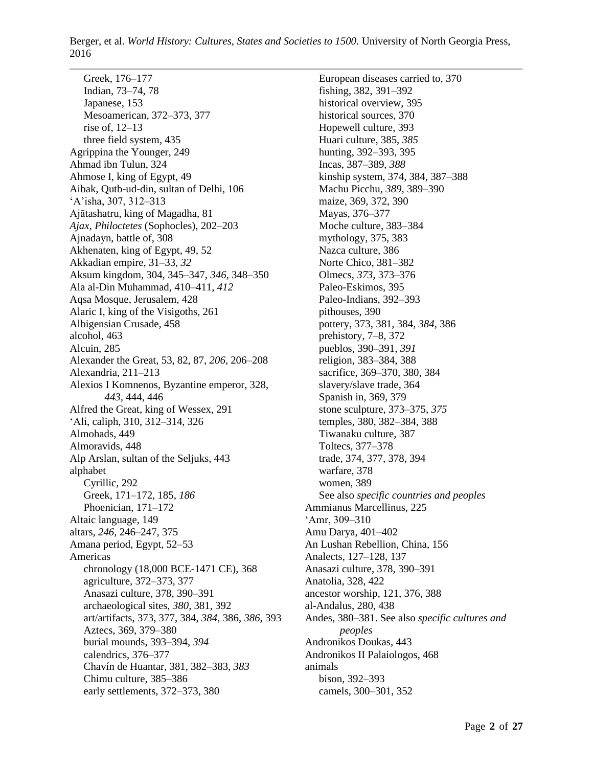Greek, 176–177
Indian, 73–74, 78
Japanese, 153
Mesoamerican, 372–373, 377
rise of, 12–13
three field system, 435

Agrippina the Younger, 249
Ahmad ibn Tulun, 324
Ahmose I, king of Egypt, 49
Aibak, Qutb-ud-din, sultan of Delhi, 106
'A'isha, 307, 312–313
Ajātashatru, king of Magadha, 81
*Ajax, Philoctetes* (Sophocles), 202–203
Ajnadayn, battle of, 308
Akhenaten, king of Egypt, 49, 52
Akkadian empire, 31–33, *32*
Aksum kingdom, 304, 345–347, *346*, 348–350
Ala al-Din Muhammad, 410–411, *412*
Aqsa Mosque, Jerusalem, 428
Alaric I, king of the Visigoths, 261
Albigensian Crusade, 458
alcohol, 463
Alcuin, 285
Alexander the Great, 53, 82, 87, *206*, 206–208
Alexandria, 211–213
Alexios I Komnenos, Byzantine emperor, 328, *443*, 444, 446
Alfred the Great, king of Wessex, 291
'Ali, caliph, 310, 312–314, 326
Almohads, 449
Almoravids, 448
Alp Arslan, sultan of the Seljuks, 443
alphabet
Cyrillic, 292
Greek, 171–172, 185, *186*
Phoenician, 171–172
Altaic language, 149
altars, *246*, 246–247, 375
Amana period, Egypt, 52–53
Americas
chronology (18,000 BCE-1471 CE), 368
agriculture, 372–373, 377
Anasazi culture, 378, 390–391
archaeological sites, *380*, 381, 392
art/artifacts, 373, 377, 384, *384*, 386, *386*, 393
Aztecs, 369, 379–380
burial mounds, 393–394, *394*
calendrics, 376–377
Chavín de Huantar, 381, 382–383, *383*
Chimu culture, 385–386
early settlements, 372–373, 380
European diseases carried to, 370
fishing, 382, 391–392
historical overview, 395
historical sources, 370
Hopewell culture, 393
Huari culture, 385, *385*
hunting, 392–393, 395
Incas, 387–389, *388*
kinship system, 374, 384, 387–388
Machu Picchu, *389*, 389–390
maize, 369, 372, 390
Mayas, 376–377
Moche culture, 383–384
mythology, 375, 383
Nazca culture, 386
Norte Chico, 381–382
Olmecs, *373*, 373–376
Paleo-Eskimos, 395
Paleo-Indians, 392–393
pithouses, 390
pottery, 373, 381, 384, *384*, 386
prehistory, 7–8, 372
pueblos, 390–391, *391*
religion, 383–384, 388
sacrifice, 369–370, 380, 384
slavery/slave trade, 364
Spanish in, 369, 379
stone sculpture, 373–375, *375*
temples, 380, 382–384, 388
Tiwanaku culture, 387
Toltecs, 377–378
trade, 374, 377, 378, 394
warfare, 378
women, 389
See also *specific countries and peoples*

Ammianus Marcellinus, 225
'Amr, 309–310
Amu Darya, 401–402
An Lushan Rebellion, China, 156
Analects, 127–128, 137
Anasazi culture, 378, 390–391
Anatolia, 328, 422
ancestor worship, 121, 376, 388
al-Andalus, 280, 438
Andes, 380–381. See also *specific cultures and peoples*
Andronikos Doukas, 443
Andronikos II Palaiologos, 468
animals
bison, 392–393
camels, 300–301, 352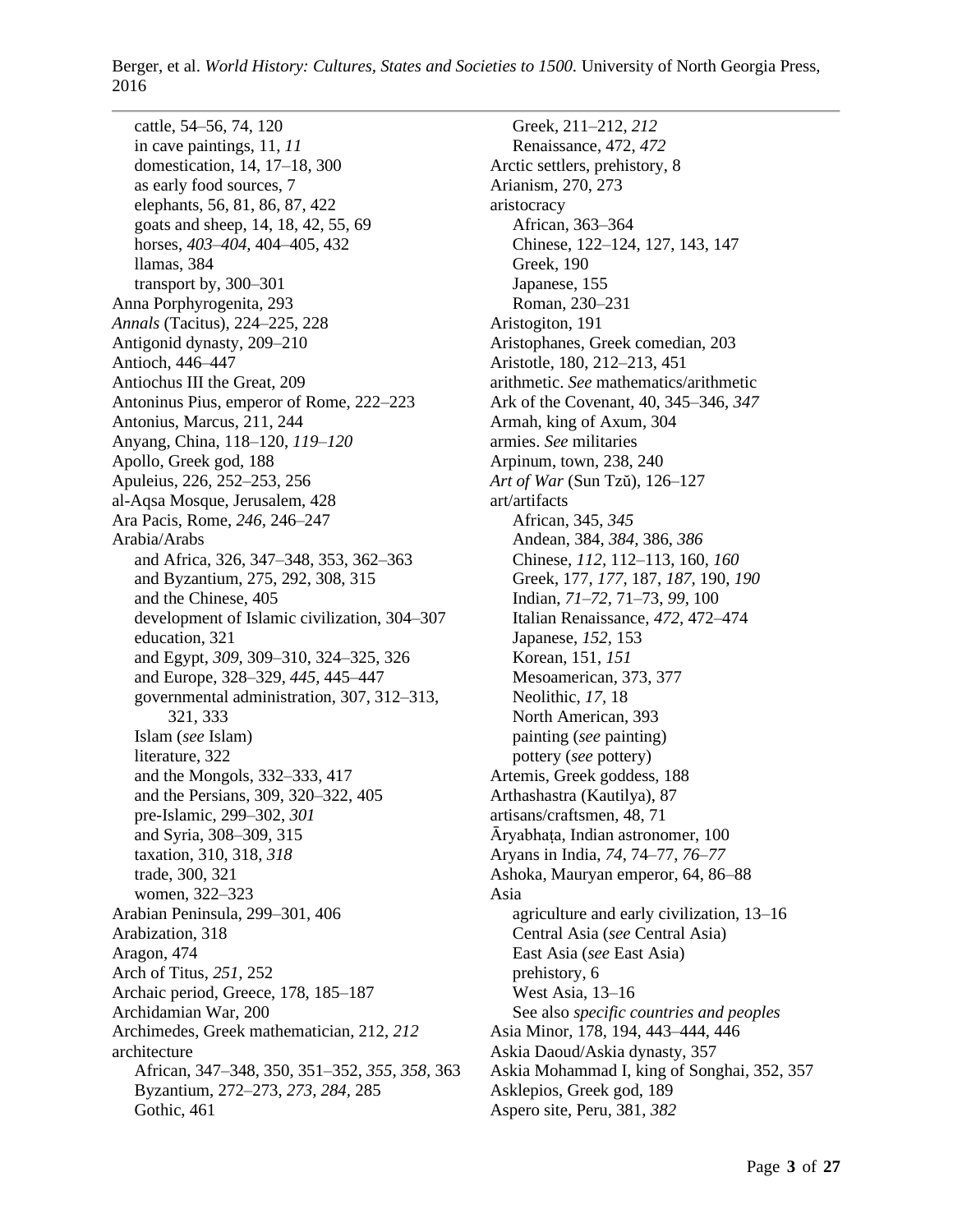- cattle, 54–56, 74, 120
- in cave paintings, 11, *11*
- domestication, 14, 17–18, 300
- as early food sources, 7
- elephants, 56, 81, 86, 87, 422
- goats and sheep, 14, 18, 42, 55, 69
- horses, *403–404*, 404–405, 432
- llamas, 384
- transport by, 300–301

Anna Porphyrogenita, 293
*Annals* (Tacitus), 224–225, 228
Antigonid dynasty, 209–210
Antioch, 446–447
Antiochus III the Great, 209
Antoninus Pius, emperor of Rome, 222–223
Antonius, Marcus, 211, 244
Anyang, China, 118–120, *119–120*
Apollo, Greek god, 188
Apuleius, 226, 252–253, 256
al-Aqsa Mosque, Jerusalem, 428
Ara Pacis, Rome, *246*, 246–247
Arabia/Arabs
- and Africa, 326, 347–348, 353, 362–363
- and Byzantium, 275, 292, 308, 315
- and the Chinese, 405
- development of Islamic civilization, 304–307
- education, 321
- and Egypt, *309*, 309–310, 324–325, 326
- and Europe, 328–329, *445*, 445–447
- governmental administration, 307, 312–313, 321, 333
- Islam (*see* Islam)
- literature, 322
- and the Mongols, 332–333, 417
- and the Persians, 309, 320–322, 405
- pre-Islamic, 299–302, *301*
- and Syria, 308–309, 315
- taxation, 310, 318, *318*
- trade, 300, 321
- women, 322–323

Arabian Peninsula, 299–301, 406
Arabization, 318
Aragon, 474
Arch of Titus, *251*, 252
Archaic period, Greece, 178, 185–187
Archidamian War, 200
Archimedes, Greek mathematician, 212, *212*
architecture
- African, 347–348, 350, 351–352, *355, 358*, 363
- Byzantium, 272–273, *273, 284*, 285
- Gothic, 461
- Greek, 211–212, *212*
- Renaissance, 472, *472*

Arctic settlers, prehistory, 8
Arianism, 270, 273
aristocracy
- African, 363–364
- Chinese, 122–124, 127, 143, 147
- Greek, 190
- Japanese, 155
- Roman, 230–231

Aristogiton, 191
Aristophanes, Greek comedian, 203
Aristotle, 180, 212–213, 451
arithmetic. *See* mathematics/arithmetic
Ark of the Covenant, 40, 345–346, *347*
Armah, king of Axum, 304
armies. *See* militaries
Arpinum, town, 238, 240
*Art of War* (Sun Tzŭ), 126–127
art/artifacts
- African, 345, *345*
- Andean, 384, *384*, 386, *386*
- Chinese, *112*, 112–113, 160, *160*
- Greek, 177, *177*, 187, *187*, 190, *190*
- Indian, *71–72*, 71–73, *99*, 100
- Italian Renaissance, *472*, 472–474
- Japanese, *152*, 153
- Korean, 151, *151*
- Mesoamerican, 373, 377
- Neolithic, *17*, 18
- North American, 393
- painting (*see* painting)
- pottery (*see* pottery)

Artemis, Greek goddess, 188
Arthashastra (Kautilya), 87
artisans/craftsmen, 48, 71
Āryabhaṭa, Indian astronomer, 100
Aryans in India, *74*, 74–77, *76–77*
Ashoka, Mauryan emperor, 64, 86–88
Asia
- agriculture and early civilization, 13–16
- Central Asia (*see* Central Asia)
- East Asia (*see* East Asia)
- prehistory, 6
- West Asia, 13–16
- See also *specific countries and peoples*

Asia Minor, 178, 194, 443–444, 446
Askia Daoud/Askia dynasty, 357
Askia Mohammad I, king of Songhai, 352, 357
Asklepios, Greek god, 189
Aspero site, Peru, 381, *382*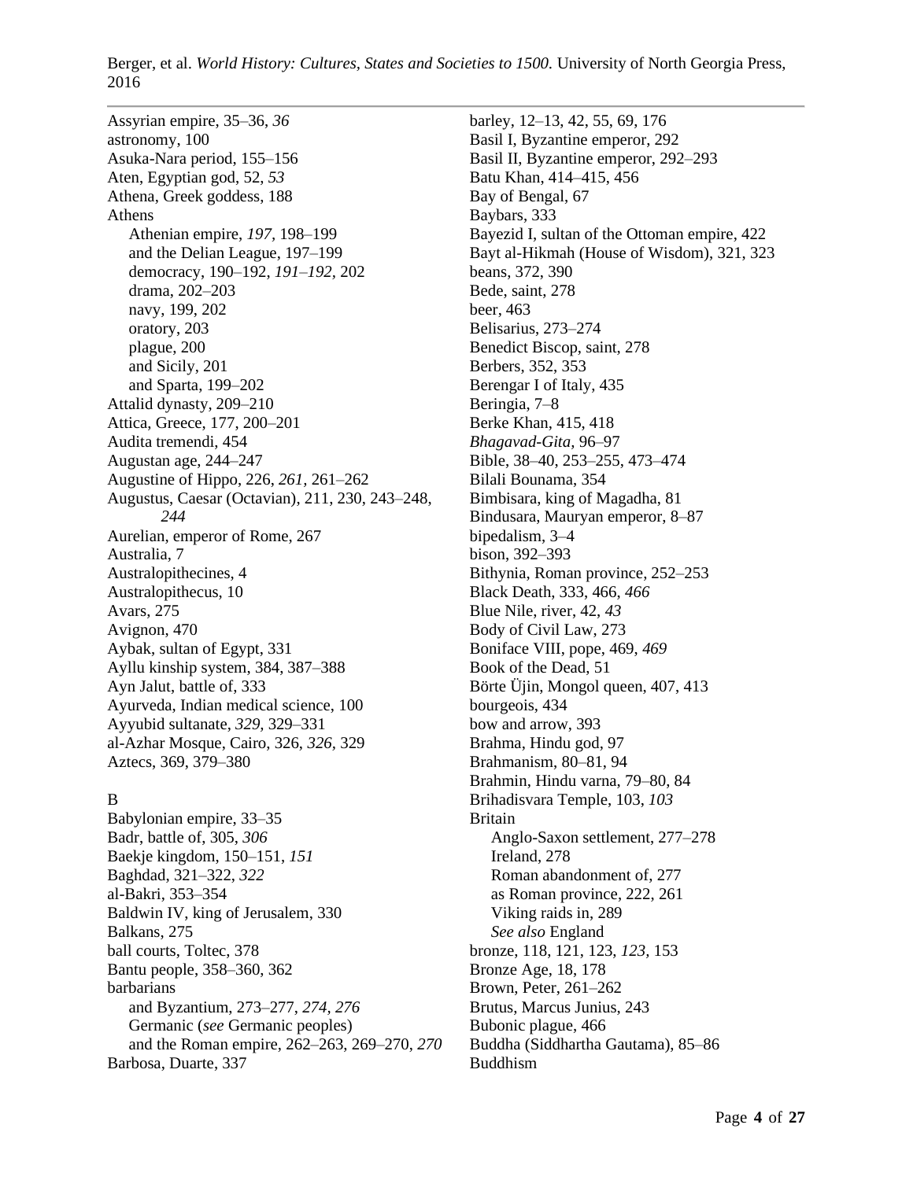Assyrian empire, 35–36, *36*
astronomy, 100
Asuka-Nara period, 155–156
Aten, Egyptian god, 52, *53*
Athena, Greek goddess, 188
Athens
  Athenian empire, *197*, 198–199
  and the Delian League, 197–199
  democracy, 190–192, *191–192*, 202
  drama, 202–203
  navy, 199, 202
  oratory, 203
  plague, 200
  and Sicily, 201
  and Sparta, 199–202
Attalid dynasty, 209–210
Attica, Greece, 177, 200–201
Audita tremendi, 454
Augustan age, 244–247
Augustine of Hippo, 226, *261*, 261–262
Augustus, Caesar (Octavian), 211, 230, 243–248, *244*
Aurelian, emperor of Rome, 267
Australia, 7
Australopithecines, 4
Australopithecus, 10
Avars, 275
Avignon, 470
Aybak, sultan of Egypt, 331
Ayllu kinship system, 384, 387–388
Ayn Jalut, battle of, 333
Ayurveda, Indian medical science, 100
Ayyubid sultanate, *329*, 329–331
al-Azhar Mosque, Cairo, 326, *326*, 329
Aztecs, 369, 379–380

B
Babylonian empire, 33–35
Badr, battle of, 305, *306*
Baekje kingdom, 150–151, *151*
Baghdad, 321–322, *322*
al-Bakri, 353–354
Baldwin IV, king of Jerusalem, 330
Balkans, 275
ball courts, Toltec, 378
Bantu people, 358–360, 362
barbarians
  and Byzantium, 273–277, *274*, *276*
  Germanic (*see* Germanic peoples)
  and the Roman empire, 262–263, 269–270, *270*
Barbosa, Duarte, 337
barley, 12–13, 42, 55, 69, 176
Basil I, Byzantine emperor, 292
Basil II, Byzantine emperor, 292–293
Batu Khan, 414–415, 456
Bay of Bengal, 67
Baybars, 333
Bayezid I, sultan of the Ottoman empire, 422
Bayt al-Hikmah (House of Wisdom), 321, 323
beans, 372, 390
Bede, saint, 278
beer, 463
Belisarius, 273–274
Benedict Biscop, saint, 278
Berbers, 352, 353
Berengar I of Italy, 435
Beringia, 7–8
Berke Khan, 415, 418
*Bhagavad-Gita*, 96–97
Bible, 38–40, 253–255, 473–474
Bilali Bounama, 354
Bimbisara, king of Magadha, 81
Bindusara, Mauryan emperor, 8–87
bipedalism, 3–4
bison, 392–393
Bithynia, Roman province, 252–253
Black Death, 333, 466, *466*
Blue Nile, river, 42, *43*
Body of Civil Law, 273
Boniface VIII, pope, 469, *469*
Book of the Dead, 51
Börte Üjin, Mongol queen, 407, 413
bourgeois, 434
bow and arrow, 393
Brahma, Hindu god, 97
Brahmanism, 80–81, 94
Brahmin, Hindu varna, 79–80, 84
Brihadisvara Temple, 103, *103*
Britain
  Anglo-Saxon settlement, 277–278
  Ireland, 278
  Roman abandonment of, 277
  as Roman province, 222, 261
  Viking raids in, 289
  *See also* England
bronze, 118, 121, 123, *123*, 153
Bronze Age, 18, 178
Brown, Peter, 261–262
Brutus, Marcus Junius, 243
Bubonic plague, 466
Buddha (Siddhartha Gautama), 85–86
Buddhism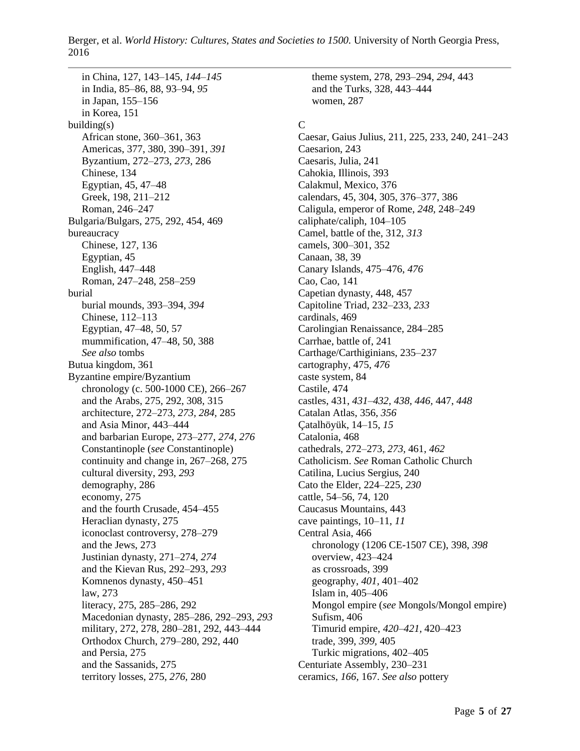in China, 127, 143–145, *144–145*
in India, 85–86, 88, 93–94, *95*
in Japan, 155–156
in Korea, 151

building(s)
African stone, 360–361, 363
Americas, 377, 380, 390–391, *391*
Byzantium, 272–273, *273*, 286
Chinese, 134
Egyptian, 45, 47–48
Greek, 198, 211–212
Roman, 246–247

Bulgaria/Bulgars, 275, 292, 454, 469

bureaucracy
Chinese, 127, 136
Egyptian, 45
English, 447–448
Roman, 247–248, 258–259

burial
burial mounds, 393–394, *394*
Chinese, 112–113
Egyptian, 47–48, 50, 57
mummification, 47–48, 50, 388
*See also* tombs

Butua kingdom, 361

Byzantine empire/Byzantium
chronology (c. 500-1000 CE), 266–267
and the Arabs, 275, 292, 308, 315
architecture, 272–273, *273, 284*, 285
and Asia Minor, 443–444
and barbarian Europe, 273–277, *274, 276*
Constantinople (*see* Constantinople)
continuity and change in, 267–268, 275
cultural diversity, 293, *293*
demography, 286
economy, 275
and the fourth Crusade, 454–455
Heraclian dynasty, 275
iconoclast controversy, 278–279
and the Jews, 273
Justinian dynasty, 271–274, *274*
and the Kievan Rus, 292–293, *293*
Komnenos dynasty, 450–451
law, 273
literacy, 275, 285–286, 292
Macedonian dynasty, 285–286, 292–293, *293*
military, 272, 278, 280–281, 292, 443–444
Orthodox Church, 279–280, 292, 440
and Persia, 275
and the Sassanids, 275
territory losses, 275, *276*, 280
theme system, 278, 293–294, *294*, 443
and the Turks, 328, 443–444
women, 287

C

Caesar, Gaius Julius, 211, 225, 233, 240, 241–243

Caesarion, 243

Caesaris, Julia, 241

Cahokia, Illinois, 393

Calakmul, Mexico, 376

calendars, 45, 304, 305, 376–377, 386

Caligula, emperor of Rome, *248*, 248–249

caliphate/caliph, 104–105

Camel, battle of the, 312, *313*

camels, 300–301, 352

Canaan, 38, 39

Canary Islands, 475–476, *476*

Cao, Cao, 141

Capetian dynasty, 448, 457

Capitoline Triad, 232–233, *233*

cardinals, 469

Carolingian Renaissance, 284–285

Carrhae, battle of, 241

Carthage/Carthiginians, 235–237

cartography, 475, *476*

caste system, 84

Castile, 474

castles, 431, *431–432, 438, 446*, 447, *448*

Catalan Atlas, 356, *356*

Çatalhöyük, 14–15, *15*

Catalonia, 468

cathedrals, 272–273, *273*, 461, *462*

Catholicism. *See* Roman Catholic Church

Catilina, Lucius Sergius, 240

Cato the Elder, 224–225, *230*

cattle, 54–56, 74, 120

Caucasus Mountains, 443

cave paintings, 10–11, *11*

Central Asia, 466
chronology (1206 CE-1507 CE), 398, *398*
overview, 423–424
as crossroads, 399
geography, *401*, 401–402
Islam in, 405–406
Mongol empire (*see* Mongols/Mongol empire)
Sufism, 406
Timurid empire, *420–421*, 420–423
trade, 399, *399*, 405
Turkic migrations, 402–405

Centuriate Assembly, 230–231

ceramics, *166*, 167. *See also* pottery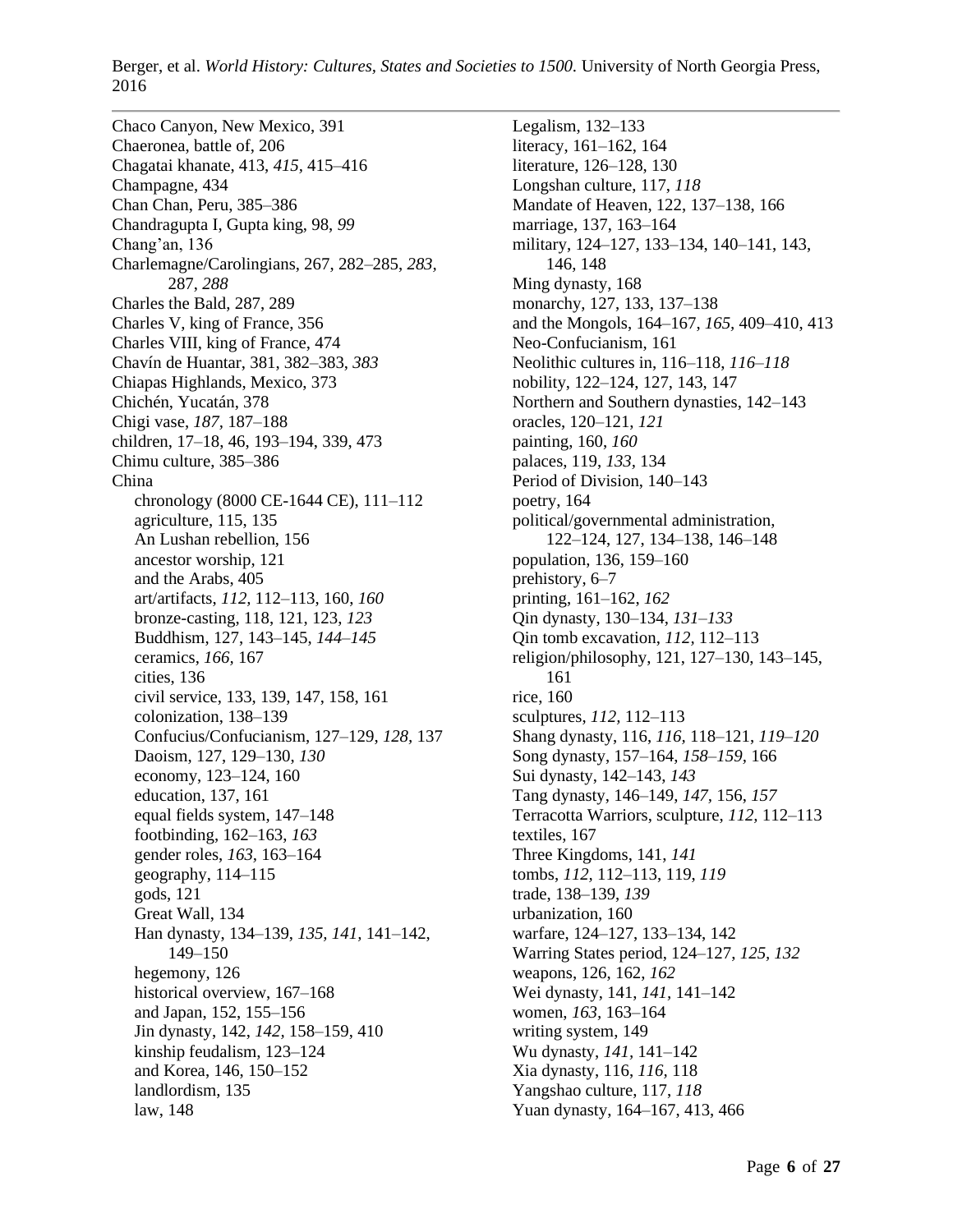Chaco Canyon, New Mexico, 391
Chaeronea, battle of, 206
Chagatai khanate, 413, *415*, 415–416
Champagne, 434
Chan Chan, Peru, 385–386
Chandragupta I, Gupta king, 98, *99*
Chang'an, 136
Charlemagne/Carolingians, 267, 282–285, *283*, 287, *288*
Charles the Bald, 287, 289
Charles V, king of France, 356
Charles VIII, king of France, 474
Chavín de Huantar, 381, 382–383, *383*
Chiapas Highlands, Mexico, 373
Chichén, Yucatán, 378
Chigi vase, *187*, 187–188
children, 17–18, 46, 193–194, 339, 473
Chimu culture, 385–386
China
- chronology (8000 CE-1644 CE), 111–112
- agriculture, 115, 135
- An Lushan rebellion, 156
- ancestor worship, 121
- and the Arabs, 405
- art/artifacts, *112*, 112–113, 160, *160*
- bronze-casting, 118, 121, 123, *123*
- Buddhism, 127, 143–145, *144–145*
- ceramics, *166*, 167
- cities, 136
- civil service, 133, 139, 147, 158, 161
- colonization, 138–139
- Confucius/Confucianism, 127–129, *128*, 137
- Daoism, 127, 129–130, *130*
- economy, 123–124, 160
- education, 137, 161
- equal fields system, 147–148
- footbinding, 162–163, *163*
- gender roles, *163*, 163–164
- geography, 114–115
- gods, 121
- Great Wall, 134
- Han dynasty, 134–139, *135*, *141*, 141–142, 149–150
- hegemony, 126
- historical overview, 167–168
- and Japan, 152, 155–156
- Jin dynasty, 142, *142*, 158–159, 410
- kinship feudalism, 123–124
- and Korea, 146, 150–152
- landlordism, 135
- law, 148
- Legalism, 132–133
- literacy, 161–162, 164
- literature, 126–128, 130
- Longshan culture, 117, *118*
- Mandate of Heaven, 122, 137–138, 166
- marriage, 137, 163–164
- military, 124–127, 133–134, 140–141, 143, 146, 148
- Ming dynasty, 168
- monarchy, 127, 133, 137–138
- and the Mongols, 164–167, *165*, 409–410, 413
- Neo-Confucianism, 161
- Neolithic cultures in, 116–118, *116–118*
- nobility, 122–124, 127, 143, 147
- Northern and Southern dynasties, 142–143
- oracles, 120–121, *121*
- painting, 160, *160*
- palaces, 119, *133*, 134
- Period of Division, 140–143
- poetry, 164
- political/governmental administration, 122–124, 127, 134–138, 146–148
- population, 136, 159–160
- prehistory, 6–7
- printing, 161–162, *162*
- Qin dynasty, 130–134, *131–133*
- Qin tomb excavation, *112*, 112–113
- religion/philosophy, 121, 127–130, 143–145, 161
- rice, 160
- sculptures, *112*, 112–113
- Shang dynasty, 116, *116*, 118–121, *119–120*
- Song dynasty, 157–164, *158–159*, 166
- Sui dynasty, 142–143, *143*
- Tang dynasty, 146–149, *147*, 156, *157*
- Terracotta Warriors, sculpture, *112*, 112–113
- textiles, 167
- Three Kingdoms, 141, *141*
- tombs, *112*, 112–113, 119, *119*
- trade, 138–139, *139*
- urbanization, 160
- warfare, 124–127, 133–134, 142
- Warring States period, 124–127, *125*, *132*
- weapons, 126, 162, *162*
- Wei dynasty, 141, *141*, 141–142
- women, *163*, 163–164
- writing system, 149
- Wu dynasty, *141*, 141–142
- Xia dynasty, 116, *116*, 118
- Yangshao culture, 117, *118*
- Yuan dynasty, 164–167, 413, 466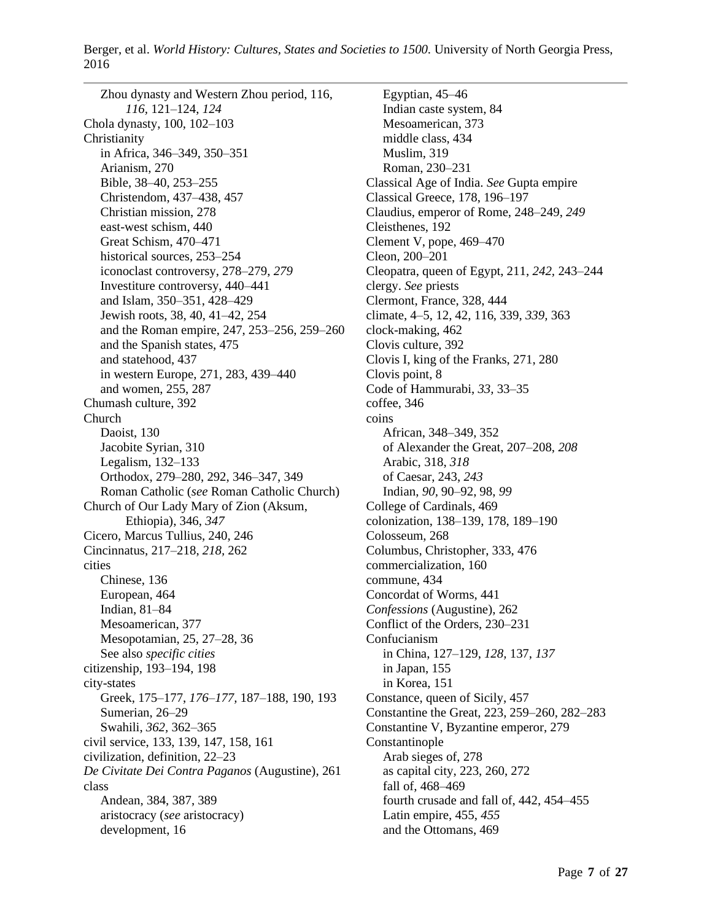Zhou dynasty and Western Zhou period, 116, *116*, 121–124, *124*
Chola dynasty, 100, 102–103
Christianity
  in Africa, 346–349, 350–351
  Arianism, 270
  Bible, 38–40, 253–255
  Christendom, 437–438, 457
  Christian mission, 278
  east-west schism, 440
  Great Schism, 470–471
  historical sources, 253–254
  iconoclast controversy, 278–279, *279*
  Investiture controversy, 440–441
  and Islam, 350–351, 428–429
  Jewish roots, 38, 40, 41–42, 254
  and the Roman empire, 247, 253–256, 259–260
  and the Spanish states, 475
  and statehood, 437
  in western Europe, 271, 283, 439–440
  and women, 255, 287
Chumash culture, 392
Church
  Daoist, 130
  Jacobite Syrian, 310
  Legalism, 132–133
  Orthodox, 279–280, 292, 346–347, 349
  Roman Catholic (*see* Roman Catholic Church)
Church of Our Lady Mary of Zion (Aksum, Ethiopia), 346, *347*
Cicero, Marcus Tullius, 240, 246
Cincinnatus, 217–218, *218*, 262
cities
  Chinese, 136
  European, 464
  Indian, 81–84
  Mesoamerican, 377
  Mesopotamian, 25, 27–28, 36
  See also *specific cities*
citizenship, 193–194, 198
city-states
  Greek, 175–177, *176–177*, 187–188, 190, 193
  Sumerian, 26–29
  Swahili, *362*, 362–365
civil service, 133, 139, 147, 158, 161
civilization, definition, 22–23
*De Civitate Dei Contra Paganos* (Augustine), 261
class
  Andean, 384, 387, 389
  aristocracy (*see* aristocracy)
  development, 16
  Egyptian, 45–46
  Indian caste system, 84
  Mesoamerican, 373
  middle class, 434
  Muslim, 319
  Roman, 230–231
Classical Age of India. *See* Gupta empire
Classical Greece, 178, 196–197
Claudius, emperor of Rome, 248–249, *249*
Cleisthenes, 192
Clement V, pope, 469–470
Cleon, 200–201
Cleopatra, queen of Egypt, 211, *242*, 243–244
clergy. *See* priests
Clermont, France, 328, 444
climate, 4–5, 12, 42, 116, 339, *339*, 363
clock-making, 462
Clovis culture, 392
Clovis I, king of the Franks, 271, 280
Clovis point, 8
Code of Hammurabi, *33*, 33–35
coffee, 346
coins
  African, 348–349, 352
  of Alexander the Great, 207–208, *208*
  Arabic, 318, *318*
  of Caesar, 243, *243*
  Indian, *90*, 90–92, 98, *99*
College of Cardinals, 469
colonization, 138–139, 178, 189–190
Colosseum, 268
Columbus, Christopher, 333, 476
commercialization, 160
commune, 434
Concordat of Worms, 441
*Confessions* (Augustine), 262
Conflict of the Orders, 230–231
Confucianism
  in China, 127–129, *128*, 137, *137*
  in Japan, 155
  in Korea, 151
Constance, queen of Sicily, 457
Constantine the Great, 223, 259–260, 282–283
Constantine V, Byzantine emperor, 279
Constantinople
  Arab sieges of, 278
  as capital city, 223, 260, 272
  fall of, 468–469
  fourth crusade and fall of, 442, 454–455
  Latin empire, 455, *455*
  and the Ottomans, 469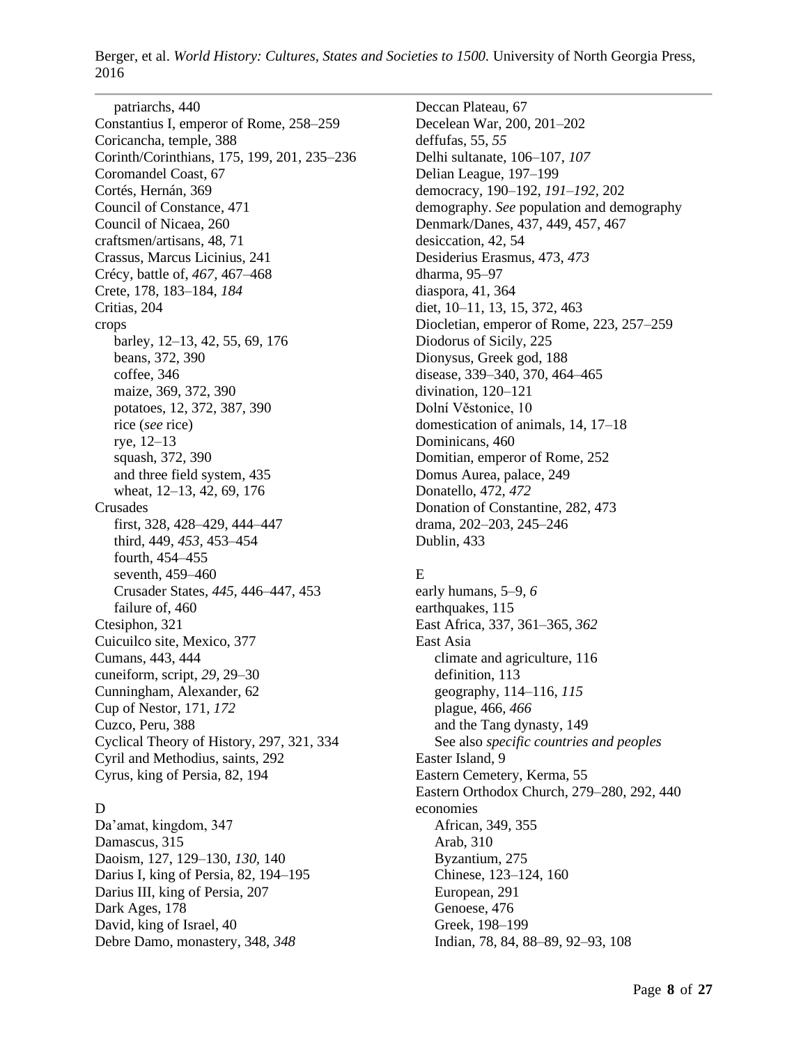patriarchs, 440
Constantius I, emperor of Rome, 258–259
Coricancha, temple, 388
Corinth/Corinthians, 175, 199, 201, 235–236
Coromandel Coast, 67
Cortés, Hernán, 369
Council of Constance, 471
Council of Nicaea, 260
craftsmen/artisans, 48, 71
Crassus, Marcus Licinius, 241
Crécy, battle of, *467*, 467–468
Crete, 178, 183–184, *184*
Critias, 204
crops
    barley, 12–13, 42, 55, 69, 176
    beans, 372, 390
    coffee, 346
    maize, 369, 372, 390
    potatoes, 12, 372, 387, 390
    rice (*see* rice)
    rye, 12–13
    squash, 372, 390
    and three field system, 435
    wheat, 12–13, 42, 69, 176
Crusades
    first, 328, 428–429, 444–447
    third, 449, *453*, 453–454
    fourth, 454–455
    seventh, 459–460
    Crusader States, *445*, 446–447, 453
    failure of, 460
Ctesiphon, 321
Cuicuilco site, Mexico, 377
Cumans, 443, 444
cuneiform, script, *29*, 29–30
Cunningham, Alexander, 62
Cup of Nestor, 171, *172*
Cuzco, Peru, 388
Cyclical Theory of History, 297, 321, 334
Cyril and Methodius, saints, 292
Cyrus, king of Persia, 82, 194

D
Da'amat, kingdom, 347
Damascus, 315
Daoism, 127, 129–130, *130*, 140
Darius I, king of Persia, 82, 194–195
Darius III, king of Persia, 207
Dark Ages, 178
David, king of Israel, 40
Debre Damo, monastery, 348, *348*
Deccan Plateau, 67
Decelean War, 200, 201–202
deffufas, 55, *55*
Delhi sultanate, 106–107, *107*
Delian League, 197–199
democracy, 190–192, *191–192*, 202
demography. *See* population and demography
Denmark/Danes, 437, 449, 457, 467
desiccation, 42, 54
Desiderius Erasmus, 473, *473*
dharma, 95–97
diaspora, 41, 364
diet, 10–11, 13, 15, 372, 463
Diocletian, emperor of Rome, 223, 257–259
Diodorus of Sicily, 225
Dionysus, Greek god, 188
disease, 339–340, 370, 464–465
divination, 120–121
Dolní Věstonice, 10
domestication of animals, 14, 17–18
Dominicans, 460
Domitian, emperor of Rome, 252
Domus Aurea, palace, 249
Donatello, 472, *472*
Donation of Constantine, 282, 473
drama, 202–203, 245–246
Dublin, 433

E
early humans, 5–9, *6*
earthquakes, 115
East Africa, 337, 361–365, *362*
East Asia
    climate and agriculture, 116
    definition, 113
    geography, 114–116, *115*
    plague, 466, *466*
    and the Tang dynasty, 149
    See also *specific countries and peoples*
Easter Island, 9
Eastern Cemetery, Kerma, 55
Eastern Orthodox Church, 279–280, 292, 440
economies
    African, 349, 355
    Arab, 310
    Byzantium, 275
    Chinese, 123–124, 160
    European, 291
    Genoese, 476
    Greek, 198–199
    Indian, 78, 84, 88–89, 92–93, 108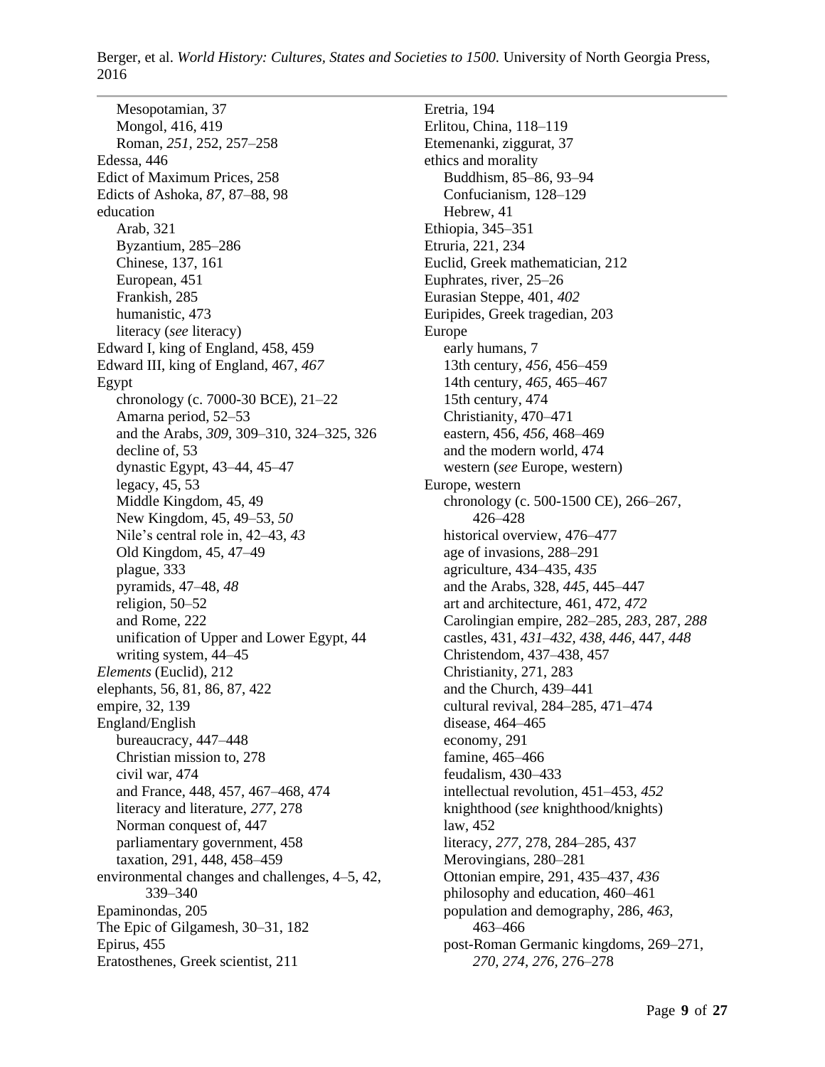- Mesopotamian, 37
- Mongol, 416, 419
- Roman, *251*, 252, 257–258

Edessa, 446

Edict of Maximum Prices, 258

Edicts of Ashoka, *87*, 87–88, 98

education
- Arab, 321
- Byzantium, 285–286
- Chinese, 137, 161
- European, 451
- Frankish, 285
- humanistic, 473
- literacy (*see* literacy)

Edward I, king of England, 458, 459

Edward III, king of England, 467, *467*

Egypt
- chronology (c. 7000-30 BCE), 21–22
- Amarna period, 52–53
- and the Arabs, *309*, 309–310, 324–325, 326
- decline of, 53
- dynastic Egypt, 43–44, 45–47
- legacy, 45, 53
- Middle Kingdom, 45, 49
- New Kingdom, 45, 49–53, *50*
- Nile's central role in, 42–43, *43*
- Old Kingdom, 45, 47–49
- plague, 333
- pyramids, 47–48, *48*
- religion, 50–52
- and Rome, 222
- unification of Upper and Lower Egypt, 44
- writing system, 44–45

*Elements* (Euclid), 212

elephants, 56, 81, 86, 87, 422

empire, 32, 139

England/English
- bureaucracy, 447–448
- Christian mission to, 278
- civil war, 474
- and France, 448, 457, 467–468, 474
- literacy and literature, *277*, 278
- Norman conquest of, 447
- parliamentary government, 458
- taxation, 291, 448, 458–459

environmental changes and challenges, 4–5, 42, 339–340

Epaminondas, 205

The Epic of Gilgamesh, 30–31, 182

Epirus, 455

Eratosthenes, Greek scientist, 211

Eretria, 194

Erlitou, China, 118–119

Etemenanki, ziggurat, 37

ethics and morality
- Buddhism, 85–86, 93–94
- Confucianism, 128–129
- Hebrew, 41

Ethiopia, 345–351

Etruria, 221, 234

Euclid, Greek mathematician, 212

Euphrates, river, 25–26

Eurasian Steppe, 401, *402*

Euripides, Greek tragedian, 203

Europe
- early humans, 7
- 13th century, *456*, 456–459
- 14th century, *465*, 465–467
- 15th century, 474
- Christianity, 470–471
- eastern, 456, *456*, 468–469
- and the modern world, 474
- western (*see* Europe, western)

Europe, western
- chronology (c. 500-1500 CE), 266–267, 426–428
- historical overview, 476–477
- age of invasions, 288–291
- agriculture, 434–435, *435*
- and the Arabs, 328, *445*, 445–447
- art and architecture, 461, 472, *472*
- Carolingian empire, 282–285, *283*, 287, *288*
- castles, 431, *431–432*, *438*, *446*, 447, *448*
- Christendom, 437–438, 457
- Christianity, 271, 283
- and the Church, 439–441
- cultural revival, 284–285, 471–474
- disease, 464–465
- economy, 291
- famine, 465–466
- feudalism, 430–433
- intellectual revolution, 451–453, *452*
- knighthood (*see* knighthood/knights)
- law, 452
- literacy, *277*, 278, 284–285, 437
- Merovingians, 280–281
- Ottonian empire, 291, 435–437, *436*
- philosophy and education, 460–461
- population and demography, 286, *463*, 463–466
- post-Roman Germanic kingdoms, 269–271, *270*, *274*, *276*, 276–278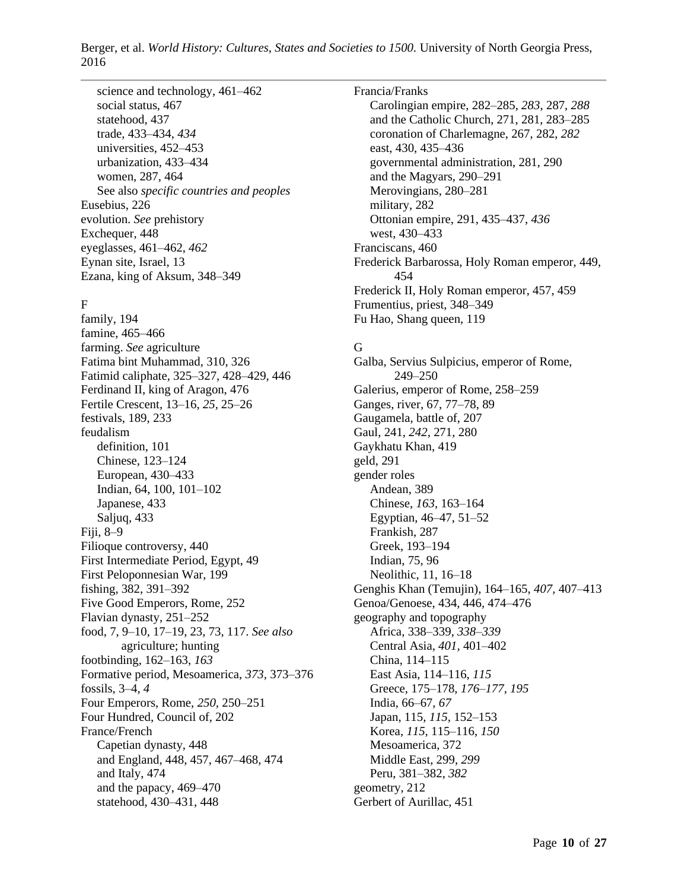science and technology, 461–462
social status, 467
statehood, 437
trade, 433–434, *434*
universities, 452–453
urbanization, 433–434
women, 287, 464
See also *specific countries and peoples*

Eusebius, 226
evolution. *See* prehistory
Exchequer, 448
eyeglasses, 461–462, *462*
Eynan site, Israel, 13
Ezana, king of Aksum, 348–349

F

family, 194
famine, 465–466
farming. *See* agriculture
Fatima bint Muhammad, 310, 326
Fatimid caliphate, 325–327, 428–429, 446
Ferdinand II, king of Aragon, 476
Fertile Crescent, 13–16, *25*, 25–26
festivals, 189, 233
feudalism
definition, 101
Chinese, 123–124
European, 430–433
Indian, 64, 100, 101–102
Japanese, 433
Saljuq, 433

Fiji, 8–9
Filioque controversy, 440
First Intermediate Period, Egypt, 49
First Peloponnesian War, 199
fishing, 382, 391–392
Five Good Emperors, Rome, 252
Flavian dynasty, 251–252
food, 7, 9–10, 17–19, 23, 73, 117. *See also* agriculture; hunting
footbinding, 162–163, *163*
Formative period, Mesoamerica, *373*, 373–376
fossils, 3–4, *4*
Four Emperors, Rome, *250*, 250–251
Four Hundred, Council of, 202
France/French
Capetian dynasty, 448
and England, 448, 457, 467–468, 474
and Italy, 474
and the papacy, 469–470
statehood, 430–431, 448

Francia/Franks
Carolingian empire, 282–285, *283*, 287, *288*
and the Catholic Church, 271, 281, 283–285
coronation of Charlemagne, 267, 282, *282*
east, 430, 435–436
governmental administration, 281, 290
and the Magyars, 290–291
Merovingians, 280–281
military, 282
Ottonian empire, 291, 435–437, *436*
west, 430–433

Franciscans, 460
Frederick Barbarossa, Holy Roman emperor, 449, 454
Frederick II, Holy Roman emperor, 457, 459
Frumentius, priest, 348–349
Fu Hao, Shang queen, 119

G

Galba, Servius Sulpicius, emperor of Rome, 249–250
Galerius, emperor of Rome, 258–259
Ganges, river, 67, 77–78, 89
Gaugamela, battle of, 207
Gaul, 241, *242*, 271, 280
Gaykhatu Khan, 419
geld, 291
gender roles
Andean, 389
Chinese, *163*, 163–164
Egyptian, 46–47, 51–52
Frankish, 287
Greek, 193–194
Indian, 75, 96
Neolithic, 11, 16–18

Genghis Khan (Temujin), 164–165, *407*, 407–413
Genoa/Genoese, 434, 446, 474–476
geography and topography
Africa, 338–339, *338–339*
Central Asia, *401*, 401–402
China, 114–115
East Asia, 114–116, *115*
Greece, 175–178, *176–177*, *195*
India, 66–67, *67*
Japan, 115, *115*, 152–153
Korea, *115*, 115–116, *150*
Mesoamerica, 372
Middle East, 299, *299*
Peru, 381–382, *382*

geometry, 212
Gerbert of Aurillac, 451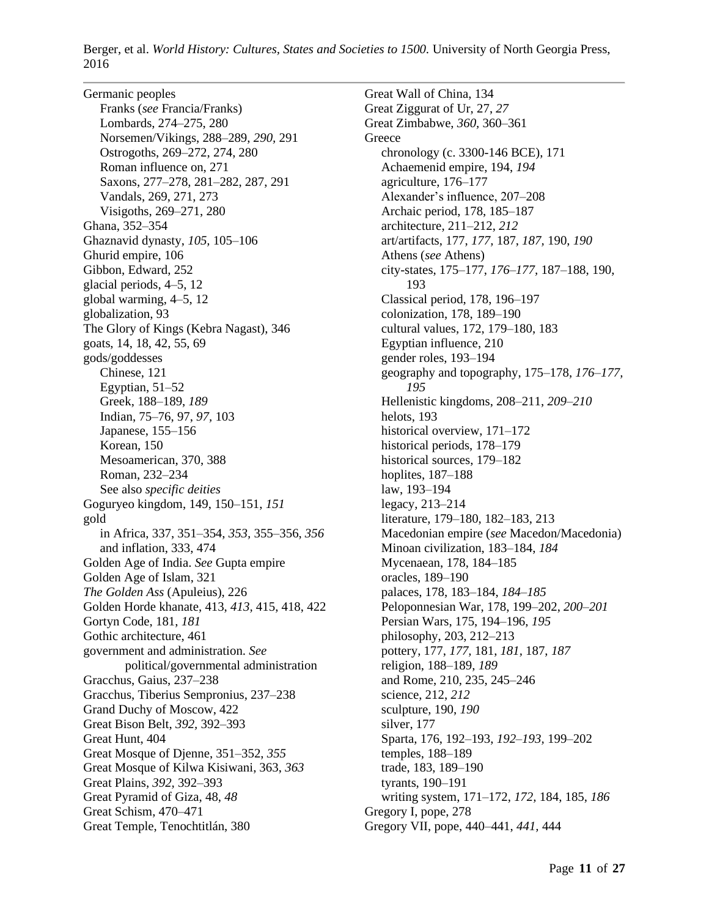Germanic peoples
- Franks (*see* Francia/Franks)
- Lombards, 274–275, 280
- Norsemen/Vikings, 288–289, *290,* 291
- Ostrogoths, 269–272, 274, 280
- Roman influence on, 271
- Saxons, 277–278, 281–282, 287, 291
- Vandals, 269, 271, 273
- Visigoths, 269–271, 280

Ghana, 352–354
Ghaznavid dynasty, *105,* 105–106
Ghurid empire, 106
Gibbon, Edward, 252
glacial periods, 4–5, 12
global warming, 4–5, 12
globalization, 93
The Glory of Kings (Kebra Nagast), 346
goats, 14, 18, 42, 55, 69
gods/goddesses
- Chinese, 121
- Egyptian, 51–52
- Greek, 188–189, *189*
- Indian, 75–76, 97, *97,* 103
- Japanese, 155–156
- Korean, 150
- Mesoamerican, 370, 388
- Roman, 232–234
- See also *specific deities*

Goguryeo kingdom, 149, 150–151, *151*
gold
- in Africa, 337, 351–354, *353,* 355–356, *356*
- and inflation, 333, 474

Golden Age of India. *See* Gupta empire
Golden Age of Islam, 321
*The Golden Ass* (Apuleius), 226
Golden Horde khanate, 413, *413,* 415, 418, 422
Gortyn Code, 181, *181*
Gothic architecture, 461
government and administration. *See* political/governmental administration
Gracchus, Gaius, 237–238
Gracchus, Tiberius Sempronius, 237–238
Grand Duchy of Moscow, 422
Great Bison Belt, *392,* 392–393
Great Hunt, 404
Great Mosque of Djenne, 351–352, *355*
Great Mosque of Kilwa Kisiwani, 363, *363*
Great Plains, *392,* 392–393
Great Pyramid of Giza, 48, *48*
Great Schism, 470–471
Great Temple, Tenochtitlán, 380
Great Wall of China, 134
Great Ziggurat of Ur, 27, *27*
Great Zimbabwe, *360,* 360–361
Greece
- chronology (c. 3300-146 BCE), 171
- Achaemenid empire, 194, *194*
- agriculture, 176–177
- Alexander's influence, 207–208
- Archaic period, 178, 185–187
- architecture, 211–212, *212*
- art/artifacts, 177, *177,* 187, *187,* 190, *190*
- Athens (*see* Athens)
- city-states, 175–177, *176–177,* 187–188, 190, 193
- Classical period, 178, 196–197
- colonization, 178, 189–190
- cultural values, 172, 179–180, 183
- Egyptian influence, 210
- gender roles, 193–194
- geography and topography, 175–178, *176–177, 195*
- Hellenistic kingdoms, 208–211, *209–210*
- helots, 193
- historical overview, 171–172
- historical periods, 178–179
- historical sources, 179–182
- hoplites, 187–188
- law, 193–194
- legacy, 213–214
- literature, 179–180, 182–183, 213
- Macedonian empire (*see* Macedon/Macedonia)
- Minoan civilization, 183–184, *184*
- Mycenaean, 178, 184–185
- oracles, 189–190
- palaces, 178, 183–184, *184–185*
- Peloponnesian War, 178, 199–202, *200–201*
- Persian Wars, 175, 194–196, *195*
- philosophy, 203, 212–213
- pottery, 177, *177,* 181, *181,* 187, *187*
- religion, 188–189, *189*
- and Rome, 210, 235, 245–246
- science, 212, *212*
- sculpture, 190, *190*
- silver, 177
- Sparta, 176, 192–193, *192–193,* 199–202
- temples, 188–189
- trade, 183, 189–190
- tyrants, 190–191
- writing system, 171–172, *172,* 184, 185, *186*

Gregory I, pope, 278
Gregory VII, pope, 440–441, *441,* 444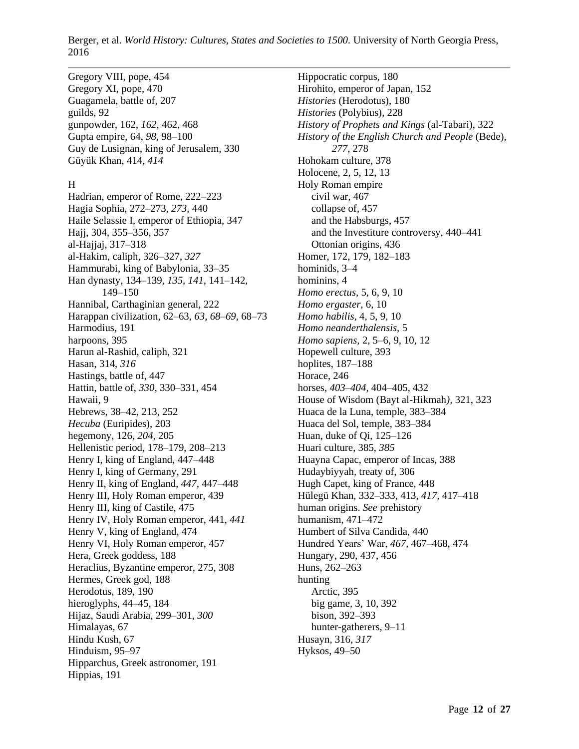Gregory VIII, pope, 454
Gregory XI, pope, 470
Guagamela, battle of, 207
guilds, 92
gunpowder, 162, *162,* 462, 468
Gupta empire, 64, *98,* 98–100
Guy de Lusignan, king of Jerusalem, 330
Güyük Khan, 414, *414*

H

Hadrian, emperor of Rome, 222–223
Hagia Sophia, 272–273, *273,* 440
Haile Selassie I, emperor of Ethiopia, 347
Hajj, 304, 355–356, 357
al-Hajjaj, 317–318
al-Hakim, caliph, 326–327, *327*
Hammurabi, king of Babylonia, 33–35
Han dynasty, 134–139, *135, 141,* 141–142, 149–150
Hannibal, Carthaginian general, 222
Harappan civilization, 62–63, *63, 68–69,* 68–73
Harmodius, 191
harpoons, 395
Harun al-Rashid, caliph, 321
Hasan, 314, *316*
Hastings, battle of, 447
Hattin, battle of, *330,* 330–331, 454
Hawaii, 9
Hebrews, 38–42, 213, 252
*Hecuba* (Euripides), 203
hegemony, 126, *204,* 205
Hellenistic period, 178–179, 208–213
Henry I, king of England, 447–448
Henry I, king of Germany, 291
Henry II, king of England, *447,* 447–448
Henry III, Holy Roman emperor, 439
Henry III, king of Castile, 475
Henry IV, Holy Roman emperor, 441, *441*
Henry V, king of England, 474
Henry VI, Holy Roman emperor, 457
Hera, Greek goddess, 188
Heraclius, Byzantine emperor, 275, 308
Hermes, Greek god, 188
Herodotus, 189, 190
hieroglyphs, 44–45, 184
Hijaz, Saudi Arabia, 299–301, *300*
Himalayas, 67
Hindu Kush, 67
Hinduism, 95–97
Hipparchus, Greek astronomer, 191
Hippias, 191
Hippocratic corpus, 180
Hirohito, emperor of Japan, 152
*Histories* (Herodotus), 180
*Histories* (Polybius), 228
*History of Prophets and Kings* (al-Tabari), 322
*History of the English Church and People* (Bede), *277,* 278
Hohokam culture, 378
Holocene, 2, 5, 12, 13
Holy Roman empire
  civil war, 467
  collapse of, 457
  and the Habsburgs, 457
  and the Investiture controversy, 440–441
  Ottonian origins, 436
Homer, 172, 179, 182–183
hominids, 3–4
hominins, 4
*Homo erectus,* 5, 6, 9, 10
*Homo ergaster,* 6, 10
*Homo habilis,* 4, 5, 9, 10
*Homo neanderthalensis,* 5
*Homo sapiens,* 2, 5–6, 9, 10, 12
Hopewell culture, 393
hoplites, 187–188
Horace, 246
horses, *403–404,* 404–405, 432
House of Wisdom (Bayt al-Hikmah*)*, 321, 323
Huaca de la Luna, temple, 383–384
Huaca del Sol, temple, 383–384
Huan, duke of Qi, 125–126
Huari culture, 385, *385*
Huayna Capac, emperor of Incas, 388
Hudaybiyyah, treaty of, 306
Hugh Capet, king of France, 448
Hülegü Khan, 332–333, 413, *417,* 417–418
human origins. *See* prehistory
humanism, 471–472
Humbert of Silva Candida, 440
Hundred Years' War, *467,* 467–468, 474
Hungary, 290, 437, 456
Huns, 262–263
hunting
  Arctic, 395
  big game, 3, 10, 392
  bison, 392–393
  hunter-gatherers, 9–11
Husayn, 316, *317*
Hyksos, 49–50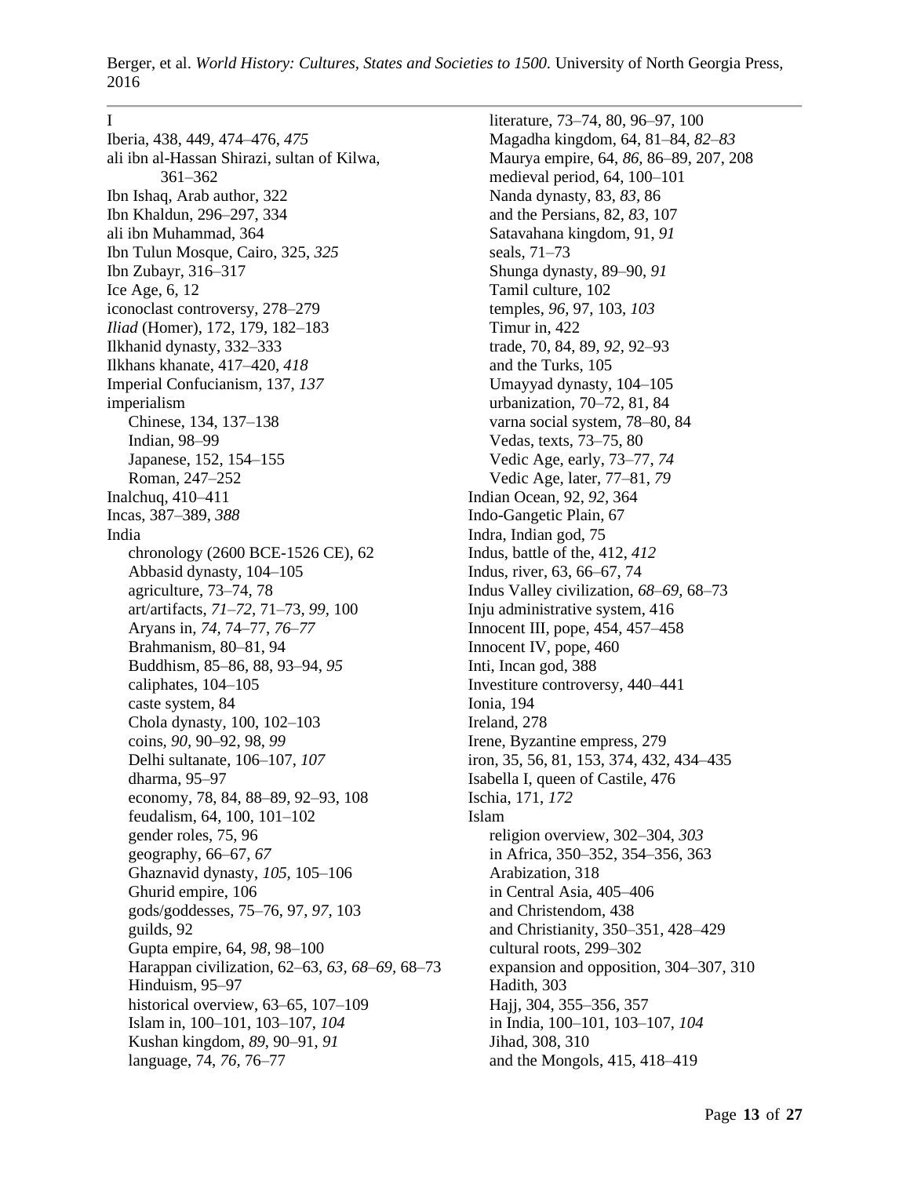I

Iberia, 438, 449, 474–476, *475*

ali ibn al-Hassan Shirazi, sultan of Kilwa, 361–362

Ibn Ishaq, Arab author, 322

Ibn Khaldun, 296–297, 334

ali ibn Muhammad, 364

Ibn Tulun Mosque, Cairo, 325, *325*

Ibn Zubayr, 316–317

Ice Age, 6, 12

iconoclast controversy, 278–279

*Iliad* (Homer), 172, 179, 182–183

Ilkhanid dynasty, 332–333

Ilkhans khanate, 417–420, *418*

Imperial Confucianism, 137, *137*

imperialism
- Chinese, 134, 137–138
- Indian, 98–99
- Japanese, 152, 154–155
- Roman, 247–252

Inalchuq, 410–411

Incas, 387–389, *388*

India
- chronology (2600 BCE-1526 CE), 62
- Abbasid dynasty, 104–105
- agriculture, 73–74, 78
- art/artifacts, *71–72*, 71–73, *99*, 100
- Aryans in, *74*, 74–77, *76–77*
- Brahmanism, 80–81, 94
- Buddhism, 85–86, 88, 93–94, *95*
- caliphates, 104–105
- caste system, 84
- Chola dynasty, 100, 102–103
- coins, *90*, 90–92, 98, *99*
- Delhi sultanate, 106–107, *107*
- dharma, 95–97
- economy, 78, 84, 88–89, 92–93, 108
- feudalism, 64, 100, 101–102
- gender roles, 75, 96
- geography, 66–67, *67*
- Ghaznavid dynasty, *105*, 105–106
- Ghurid empire, 106
- gods/goddesses, 75–76, 97, *97*, 103
- guilds, 92
- Gupta empire, 64, *98*, 98–100
- Harappan civilization, 62–63, *63*, *68–69*, 68–73
- Hinduism, 95–97
- historical overview, 63–65, 107–109
- Islam in, 100–101, 103–107, *104*
- Kushan kingdom, *89*, 90–91, *91*
- language, 74, *76*, 76–77
- literature, 73–74, 80, 96–97, 100
- Magadha kingdom, 64, 81–84, *82–83*
- Maurya empire, 64, *86*, 86–89, 207, 208
- medieval period, 64, 100–101
- Nanda dynasty, 83, *83*, 86
- and the Persians, 82, *83*, 107
- Satavahana kingdom, 91, *91*
- seals, 71–73
- Shunga dynasty, 89–90, *91*
- Tamil culture, 102
- temples, *96*, 97, 103, *103*
- Timur in, 422
- trade, 70, 84, 89, *92*, 92–93
- and the Turks, 105
- Umayyad dynasty, 104–105
- urbanization, 70–72, 81, 84
- varna social system, 78–80, 84
- Vedas, texts, 73–75, 80
- Vedic Age, early, 73–77, *74*
- Vedic Age, later, 77–81, *79*

Indian Ocean, 92, *92*, 364

Indo-Gangetic Plain, 67

Indra, Indian god, 75

Indus, battle of the, 412, *412*

Indus, river, 63, 66–67, 74

Indus Valley civilization, *68–69*, 68–73

Inju administrative system, 416

Innocent III, pope, 454, 457–458

Innocent IV, pope, 460

Inti, Incan god, 388

Investiture controversy, 440–441

Ionia, 194

Ireland, 278

Irene, Byzantine empress, 279

iron, 35, 56, 81, 153, 374, 432, 434–435

Isabella I, queen of Castile, 476

Ischia, 171, *172*

Islam
- religion overview, 302–304, *303*
- in Africa, 350–352, 354–356, 363
- Arabization, 318
- in Central Asia, 405–406
- and Christendom, 438
- and Christianity, 350–351, 428–429
- cultural roots, 299–302
- expansion and opposition, 304–307, 310
- Hadith, 303
- Hajj, 304, 355–356, 357
- in India, 100–101, 103–107, *104*
- Jihad, 308, 310
- and the Mongols, 415, 418–419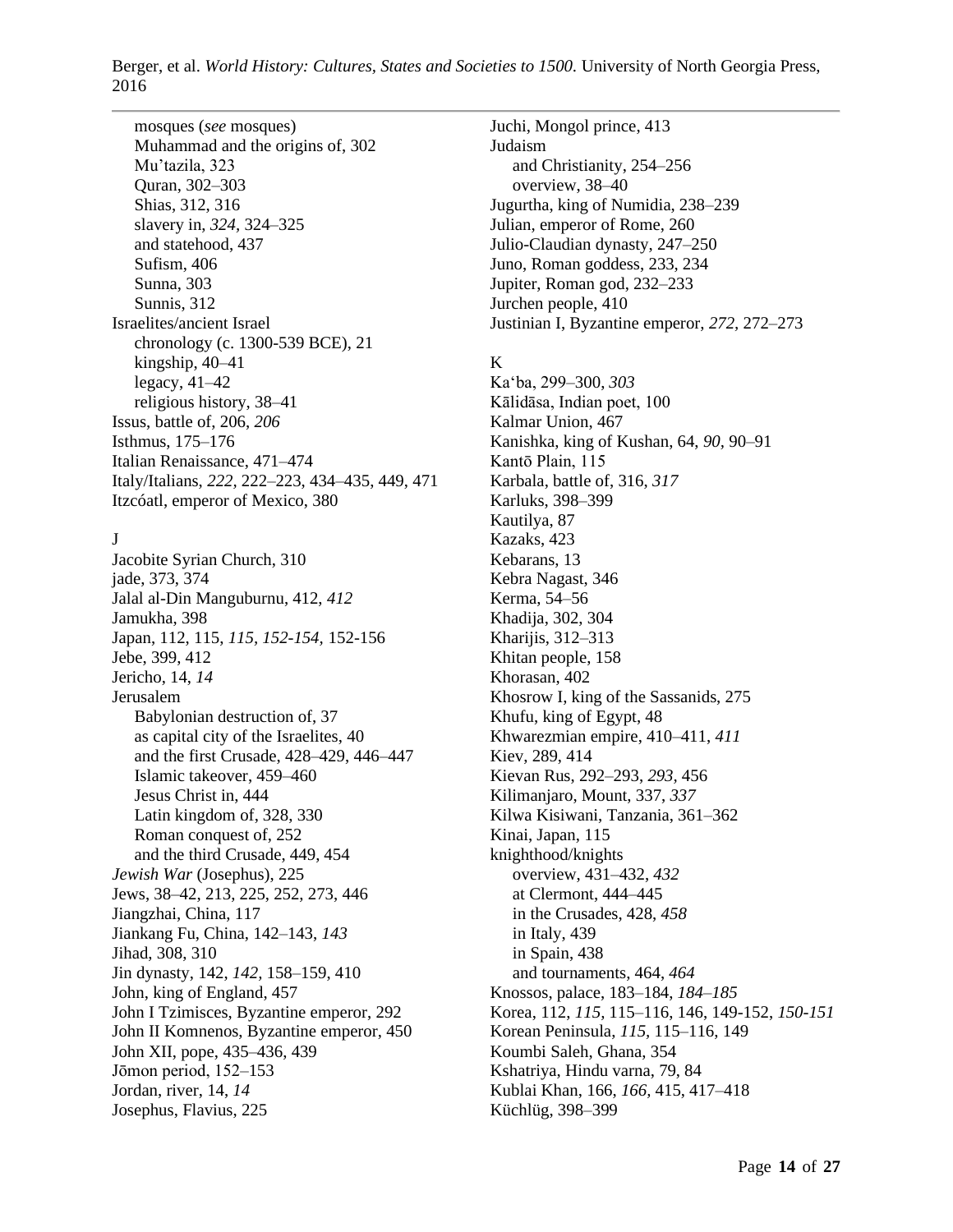mosques (*see* mosques)
  Muhammad and the origins of, 302
  Mu'tazila, 323
  Quran, 302–303
  Shias, 312, 316
  slavery in, *324*, 324–325
  and statehood, 437
  Sufism, 406
  Sunna, 303
  Sunnis, 312
Israelites/ancient Israel
  chronology (c. 1300-539 BCE), 21
  kingship, 40–41
  legacy, 41–42
  religious history, 38–41
Issus, battle of, 206, *206*
Isthmus, 175–176
Italian Renaissance, 471–474
Italy/Italians, *222*, 222–223, 434–435, 449, 471
Itzcóatl, emperor of Mexico, 380

J
Jacobite Syrian Church, 310
jade, 373, 374
Jalal al-Din Manguburnu, 412, *412*
Jamukha, 398
Japan, 112, 115, *115*, *152-154*, 152-156
Jebe, 399, 412
Jericho, 14, *14*
Jerusalem
  Babylonian destruction of, 37
  as capital city of the Israelites, 40
  and the first Crusade, 428–429, 446–447
  Islamic takeover, 459–460
  Jesus Christ in, 444
  Latin kingdom of, 328, 330
  Roman conquest of, 252
  and the third Crusade, 449, 454
*Jewish War* (Josephus), 225
Jews, 38–42, 213, 225, 252, 273, 446
Jiangzhai, China, 117
Jiankang Fu, China, 142–143, *143*
Jihad, 308, 310
Jin dynasty, 142, *142*, 158–159, 410
John, king of England, 457
John I Tzimisces, Byzantine emperor, 292
John II Komnenos, Byzantine emperor, 450
John XII, pope, 435–436, 439
Jōmon period, 152–153
Jordan, river, 14, *14*
Josephus, Flavius, 225
Juchi, Mongol prince, 413
Judaism
  and Christianity, 254–256
  overview, 38–40
Jugurtha, king of Numidia, 238–239
Julian, emperor of Rome, 260
Julio-Claudian dynasty, 247–250
Juno, Roman goddess, 233, 234
Jupiter, Roman god, 232–233
Jurchen people, 410
Justinian I, Byzantine emperor, *272*, 272–273

K
Ka'ba, 299–300, *303*
Kālidāsa, Indian poet, 100
Kalmar Union, 467
Kanishka, king of Kushan, 64, *90*, 90–91
Kantō Plain, 115
Karbala, battle of, 316, *317*
Karluks, 398–399
Kautilya, 87
Kazaks, 423
Kebarans, 13
Kebra Nagast, 346
Kerma, 54–56
Khadija, 302, 304
Kharijis, 312–313
Khitan people, 158
Khorasan, 402
Khosrow I, king of the Sassanids, 275
Khufu, king of Egypt, 48
Khwarezmian empire, 410–411, *411*
Kiev, 289, 414
Kievan Rus, 292–293, *293*, 456
Kilimanjaro, Mount, 337, *337*
Kilwa Kisiwani, Tanzania, 361–362
Kinai, Japan, 115
knighthood/knights
  overview, 431–432, *432*
  at Clermont, 444–445
  in the Crusades, 428, *458*
  in Italy, 439
  in Spain, 438
  and tournaments, 464, *464*
Knossos, palace, 183–184, *184–185*
Korea, 112, *115*, 115–116, 146, 149-152, *150-151*
Korean Peninsula, *115*, 115–116, 149
Koumbi Saleh, Ghana, 354
Kshatriya, Hindu varna, 79, 84
Kublai Khan, 166, *166*, 415, 417–418
Küchlüg, 398–399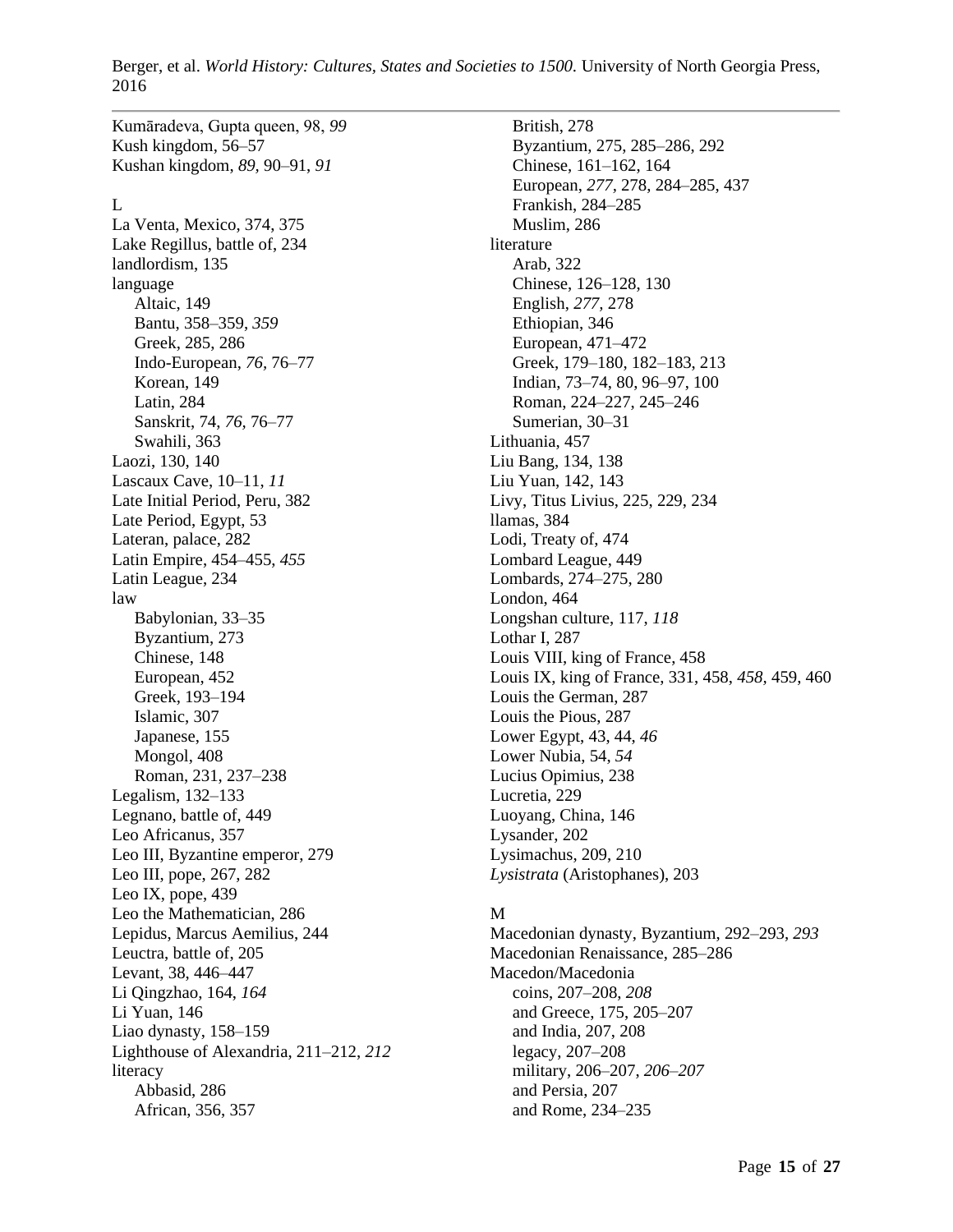Kumāradeva, Gupta queen, 98, *99*
Kush kingdom, 56–57
Kushan kingdom, *89,* 90–91, *91*

L

La Venta, Mexico, 374, 375
Lake Regillus, battle of, 234
landlordism, 135
language
- Altaic, 149
- Bantu, 358–359, *359*
- Greek, 285, 286
- Indo-European, *76,* 76–77
- Korean, 149
- Latin, 284
- Sanskrit, 74, *76,* 76–77
- Swahili, 363

Laozi, 130, 140
Lascaux Cave, 10–11, *11*
Late Initial Period, Peru, 382
Late Period, Egypt, 53
Lateran, palace, 282
Latin Empire, 454–455, *455*
Latin League, 234
law
- Babylonian, 33–35
- Byzantium, 273
- Chinese, 148
- European, 452
- Greek, 193–194
- Islamic, 307
- Japanese, 155
- Mongol, 408
- Roman, 231, 237–238

Legalism, 132–133
Legnano, battle of, 449
Leo Africanus, 357
Leo III, Byzantine emperor, 279
Leo III, pope, 267, 282
Leo IX, pope, 439
Leo the Mathematician, 286
Lepidus, Marcus Aemilius, 244
Leuctra, battle of, 205
Levant, 38, 446–447
Li Qingzhao, 164, *164*
Li Yuan, 146
Liao dynasty, 158–159
Lighthouse of Alexandria, 211–212, *212*
literacy
- Abbasid, 286
- African, 356, 357
- British, 278
- Byzantium, 275, 285–286, 292
- Chinese, 161–162, 164
- European, *277,* 278, 284–285, 437
- Frankish, 284–285
- Muslim, 286

literature
- Arab, 322
- Chinese, 126–128, 130
- English, *277,* 278
- Ethiopian, 346
- European, 471–472
- Greek, 179–180, 182–183, 213
- Indian, 73–74, 80, 96–97, 100
- Roman, 224–227, 245–246
- Sumerian, 30–31

Lithuania, 457
Liu Bang, 134, 138
Liu Yuan, 142, 143
Livy, Titus Livius, 225, 229, 234
llamas, 384
Lodi, Treaty of, 474
Lombard League, 449
Lombards, 274–275, 280
London, 464
Longshan culture, 117, *118*
Lothar I, 287
Louis VIII, king of France, 458
Louis IX, king of France, 331, 458, *458,* 459, 460
Louis the German, 287
Louis the Pious, 287
Lower Egypt, 43, 44, *46*
Lower Nubia, 54, *54*
Lucius Opimius, 238
Lucretia, 229
Luoyang, China, 146
Lysander, 202
Lysimachus, 209, 210
*Lysistrata* (Aristophanes), 203

M

Macedonian dynasty, Byzantium, 292–293, *293*
Macedonian Renaissance, 285–286
Macedon/Macedonia
- coins, 207–208, *208*
- and Greece, 175, 205–207
- and India, 207, 208
- legacy, 207–208
- military, 206–207, *206–207*
- and Persia, 207
- and Rome, 234–235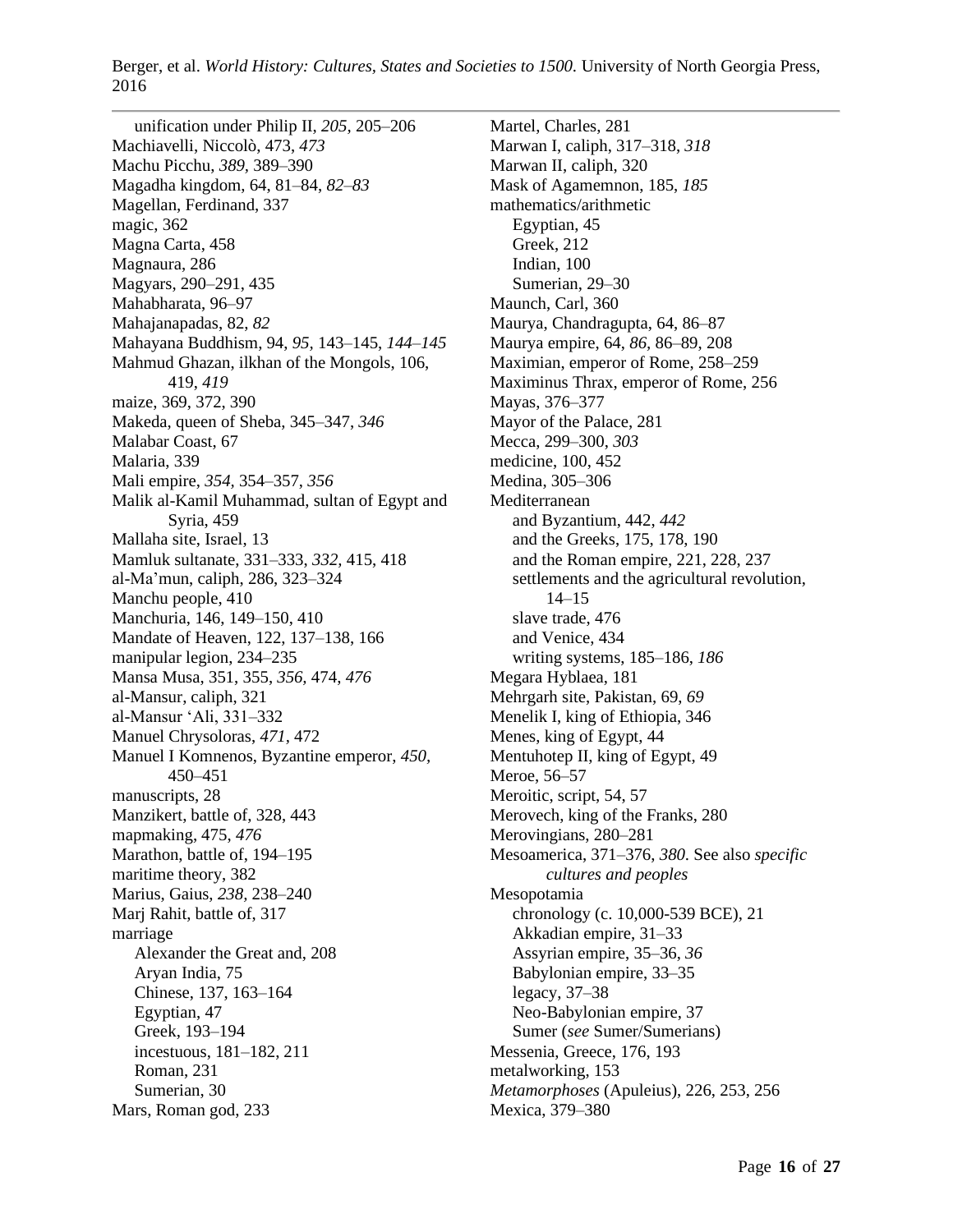- unification under Philip II, *205*, 205–206

Machiavelli, Niccolò, 473, *473*
Machu Picchu, *389*, 389–390
Magadha kingdom, 64, 81–84, *82–83*
Magellan, Ferdinand, 337
magic, 362
Magna Carta, 458
Magnaura, 286
Magyars, 290–291, 435
Mahabharata, 96–97
Mahajanapadas, 82, *82*
Mahayana Buddhism, 94, *95*, 143–145, *144–145*
Mahmud Ghazan, ilkhan of the Mongols, 106, 419, *419*
maize, 369, 372, 390
Makeda, queen of Sheba, 345–347, *346*
Malabar Coast, 67
Malaria, 339
Mali empire, *354*, 354–357, *356*
Malik al-Kamil Muhammad, sultan of Egypt and Syria, 459
Mallaha site, Israel, 13
Mamluk sultanate, 331–333, *332*, 415, 418
al-Ma'mun, caliph, 286, 323–324
Manchu people, 410
Manchuria, 146, 149–150, 410
Mandate of Heaven, 122, 137–138, 166
manipular legion, 234–235
Mansa Musa, 351, 355, *356*, 474, *476*
al-Mansur, caliph, 321
al-Mansur 'Ali, 331–332
Manuel Chrysoloras, *471*, 472
Manuel I Komnenos, Byzantine emperor, *450*, 450–451
manuscripts, 28
Manzikert, battle of, 328, 443
mapmaking, 475, *476*
Marathon, battle of, 194–195
maritime theory, 382
Marius, Gaius, *238*, 238–240
Marj Rahit, battle of, 317
marriage
- Alexander the Great and, 208
- Aryan India, 75
- Chinese, 137, 163–164
- Egyptian, 47
- Greek, 193–194
- incestuous, 181–182, 211
- Roman, 231
- Sumerian, 30

Mars, Roman god, 233
Martel, Charles, 281
Marwan I, caliph, 317–318, *318*
Marwan II, caliph, 320
Mask of Agamemnon, 185, *185*
mathematics/arithmetic
- Egyptian, 45
- Greek, 212
- Indian, 100
- Sumerian, 29–30

Maunch, Carl, 360
Maurya, Chandragupta, 64, 86–87
Maurya empire, 64, *86*, 86–89, 208
Maximian, emperor of Rome, 258–259
Maximinus Thrax, emperor of Rome, 256
Mayas, 376–377
Mayor of the Palace, 281
Mecca, 299–300, *303*
medicine, 100, 452
Medina, 305–306
Mediterranean
- and Byzantium, 442, *442*
- and the Greeks, 175, 178, 190
- and the Roman empire, 221, 228, 237
- settlements and the agricultural revolution, 14–15
- slave trade, 476
- and Venice, 434
- writing systems, 185–186, *186*

Megara Hyblaea, 181
Mehrgarh site, Pakistan, 69, *69*
Menelik I, king of Ethiopia, 346
Menes, king of Egypt, 44
Mentuhotep II, king of Egypt, 49
Meroe, 56–57
Meroitic, script, 54, 57
Merovech, king of the Franks, 280
Merovingians, 280–281
Mesoamerica, 371–376, *380*. See also *specific cultures and peoples*
Mesopotamia
- chronology (c. 10,000-539 BCE), 21
- Akkadian empire, 31–33
- Assyrian empire, 35–36, *36*
- Babylonian empire, 33–35
- legacy, 37–38
- Neo-Babylonian empire, 37
- Sumer (*see* Sumer/Sumerians)

Messenia, Greece, 176, 193
metalworking, 153
*Metamorphoses* (Apuleius), 226, 253, 256
Mexica, 379–380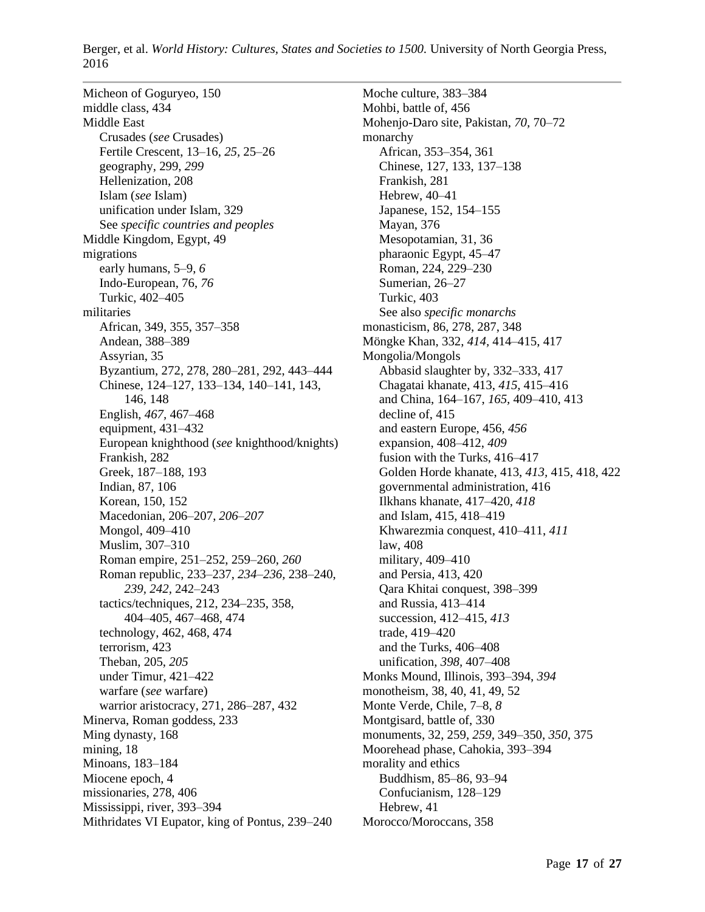Micheon of Goguryeo, 150
middle class, 434
Middle East
    Crusades (*see* Crusades)
    Fertile Crescent, 13–16, *25*, 25–26
    geography, 299, *299*
    Hellenization, 208
    Islam (*see* Islam)
    unification under Islam, 329
    See *specific countries and peoples*
Middle Kingdom, Egypt, 49
migrations
    early humans, 5–9, *6*
    Indo-European, 76, *76*
    Turkic, 402–405
militaries
    African, 349, 355, 357–358
    Andean, 388–389
    Assyrian, 35
    Byzantium, 272, 278, 280–281, 292, 443–444
    Chinese, 124–127, 133–134, 140–141, 143, 146, 148
    English, *467*, 467–468
    equipment, 431–432
    European knighthood (*see* knighthood/knights)
    Frankish, 282
    Greek, 187–188, 193
    Indian, 87, 106
    Korean, 150, 152
    Macedonian, 206–207, *206–207*
    Mongol, 409–410
    Muslim, 307–310
    Roman empire, 251–252, 259–260, *260*
    Roman republic, 233–237, *234–236*, 238–240, *239*, *242*, 242–243
    tactics/techniques, 212, 234–235, 358, 404–405, 467–468, 474
    technology, 462, 468, 474
    terrorism, 423
    Theban, 205, *205*
    under Timur, 421–422
    warfare (*see* warfare)
    warrior aristocracy, 271, 286–287, 432
Minerva, Roman goddess, 233
Ming dynasty, 168
mining, 18
Minoans, 183–184
Miocene epoch, 4
missionaries, 278, 406
Mississippi, river, 393–394
Mithridates VI Eupator, king of Pontus, 239–240
Moche culture, 383–384
Mohbi, battle of, 456
Mohenjo-Daro site, Pakistan, *70*, 70–72
monarchy
    African, 353–354, 361
    Chinese, 127, 133, 137–138
    Frankish, 281
    Hebrew, 40–41
    Japanese, 152, 154–155
    Mayan, 376
    Mesopotamian, 31, 36
    pharaonic Egypt, 45–47
    Roman, 224, 229–230
    Sumerian, 26–27
    Turkic, 403
    See also *specific monarchs*
monasticism, 86, 278, 287, 348
Möngke Khan, 332, *414*, 414–415, 417
Mongolia/Mongols
    Abbasid slaughter by, 332–333, 417
    Chagatai khanate, 413, *415*, 415–416
    and China, 164–167, *165*, 409–410, 413
    decline of, 415
    and eastern Europe, 456, *456*
    expansion, 408–412, *409*
    fusion with the Turks, 416–417
    Golden Horde khanate, 413, *413*, 415, 418, 422
    governmental administration, 416
    Ilkhans khanate, 417–420, *418*
    and Islam, 415, 418–419
    Khwarezmia conquest, 410–411, *411*
    law, 408
    military, 409–410
    and Persia, 413, 420
    Qara Khitai conquest, 398–399
    and Russia, 413–414
    succession, 412–415, *413*
    trade, 419–420
    and the Turks, 406–408
    unification, *398*, 407–408
Monks Mound, Illinois, 393–394, *394*
monotheism, 38, 40, 41, 49, 52
Monte Verde, Chile, 7–8, *8*
Montgisard, battle of, 330
monuments, 32, 259, *259*, 349–350, *350*, 375
Moorehead phase, Cahokia, 393–394
morality and ethics
    Buddhism, 85–86, 93–94
    Confucianism, 128–129
    Hebrew, 41
Morocco/Moroccans, 358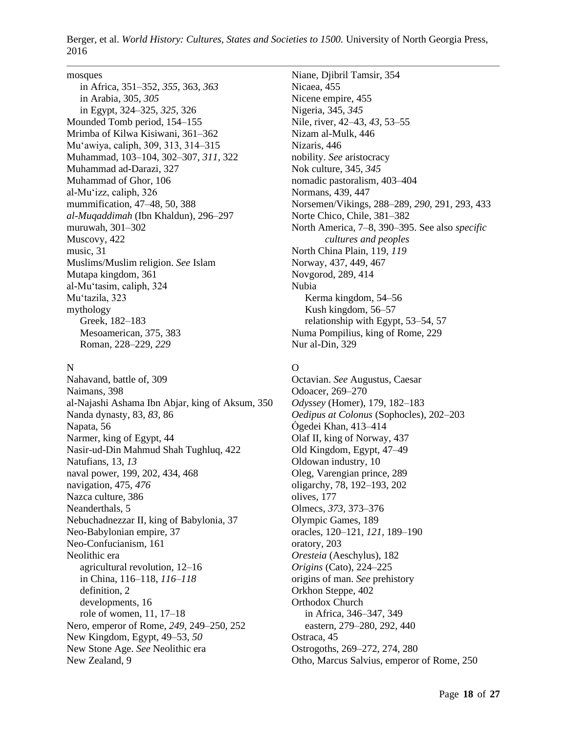mosques
- in Africa, 351–352, *355*, 363, *363*
- in Arabia, 305, *305*
- in Egypt, 324–325, *325*, 326

Mounded Tomb period, 154–155
Mrimba of Kilwa Kisiwani, 361–362
Mu'awiya, caliph, 309, 313, 314–315
Muhammad, 103–104, 302–307, *311*, 322
Muhammad ad-Darazi, 327
Muhammad of Ghor, 106
al-Mu'izz, caliph, 326
mummification, 47–48, 50, 388
*al-Muqaddimah* (Ibn Khaldun), 296–297
muruwah, 301–302
Muscovy, 422
music, 31
Muslims/Muslim religion. *See* Islam
Mutapa kingdom, 361
al-Mu'tasim, caliph, 324
Mu'tazila, 323
mythology
- Greek, 182–183
- Mesoamerican, 375, 383
- Roman, 228–229, *229*

N

Nahavand, battle of, 309
Naimans, 398
al-Najashi Ashama Ibn Abjar, king of Aksum, 350
Nanda dynasty, 83, *83*, 86
Napata, 56
Narmer, king of Egypt, 44
Nasir-ud-Din Mahmud Shah Tughluq, 422
Natufians, 13, *13*
naval power, 199, 202, 434, 468
navigation, 475, *476*
Nazca culture, 386
Neanderthals, 5
Nebuchadnezzar II, king of Babylonia, 37
Neo-Babylonian empire, 37
Neo-Confucianism, 161
Neolithic era
- agricultural revolution, 12–16
- in China, 116–118, *116–118*
- definition, 2
- developments, 16
- role of women, 11, 17–18

Nero, emperor of Rome, *249*, 249–250, 252
New Kingdom, Egypt, 49–53, *50*
New Stone Age. *See* Neolithic era
New Zealand, 9
Niane, Djibril Tamsir, 354
Nicaea, 455
Nicene empire, 455
Nigeria, 345, *345*
Nile, river, 42–43, *43*, 53–55
Nizam al-Mulk, 446
Nizaris, 446
nobility. *See* aristocracy
Nok culture, 345, *345*
nomadic pastoralism, 403–404
Normans, 439, 447
Norsemen/Vikings, 288–289, *290*, 291, 293, 433
Norte Chico, Chile, 381–382
North America, 7–8, 390–395. See also *specific cultures and peoples*
North China Plain, 119, *119*
Norway, 437, 449, 467
Novgorod, 289, 414
Nubia
- Kerma kingdom, 54–56
- Kush kingdom, 56–57
- relationship with Egypt, 53–54, 57

Numa Pompilius, king of Rome, 229
Nur al-Din, 329

O

Octavian. *See* Augustus, Caesar
Odoacer, 269–270
*Odyssey* (Homer), 179, 182–183
*Oedipus at Colonus* (Sophocles), 202–203
Ögedei Khan, 413–414
Olaf II, king of Norway, 437
Old Kingdom, Egypt, 47–49
Oldowan industry, 10
Oleg, Varengian prince, 289
oligarchy, 78, 192–193, 202
olives, 177
Olmecs, *373*, 373–376
Olympic Games, 189
oracles, 120–121, *121*, 189–190
oratory, 203
*Oresteia* (Aeschylus), 182
*Origins* (Cato), 224–225
origins of man. *See* prehistory
Orkhon Steppe, 402
Orthodox Church
- in Africa, 346–347, 349
- eastern, 279–280, 292, 440

Ostraca, 45
Ostrogoths, 269–272, 274, 280
Otho, Marcus Salvius, emperor of Rome, 250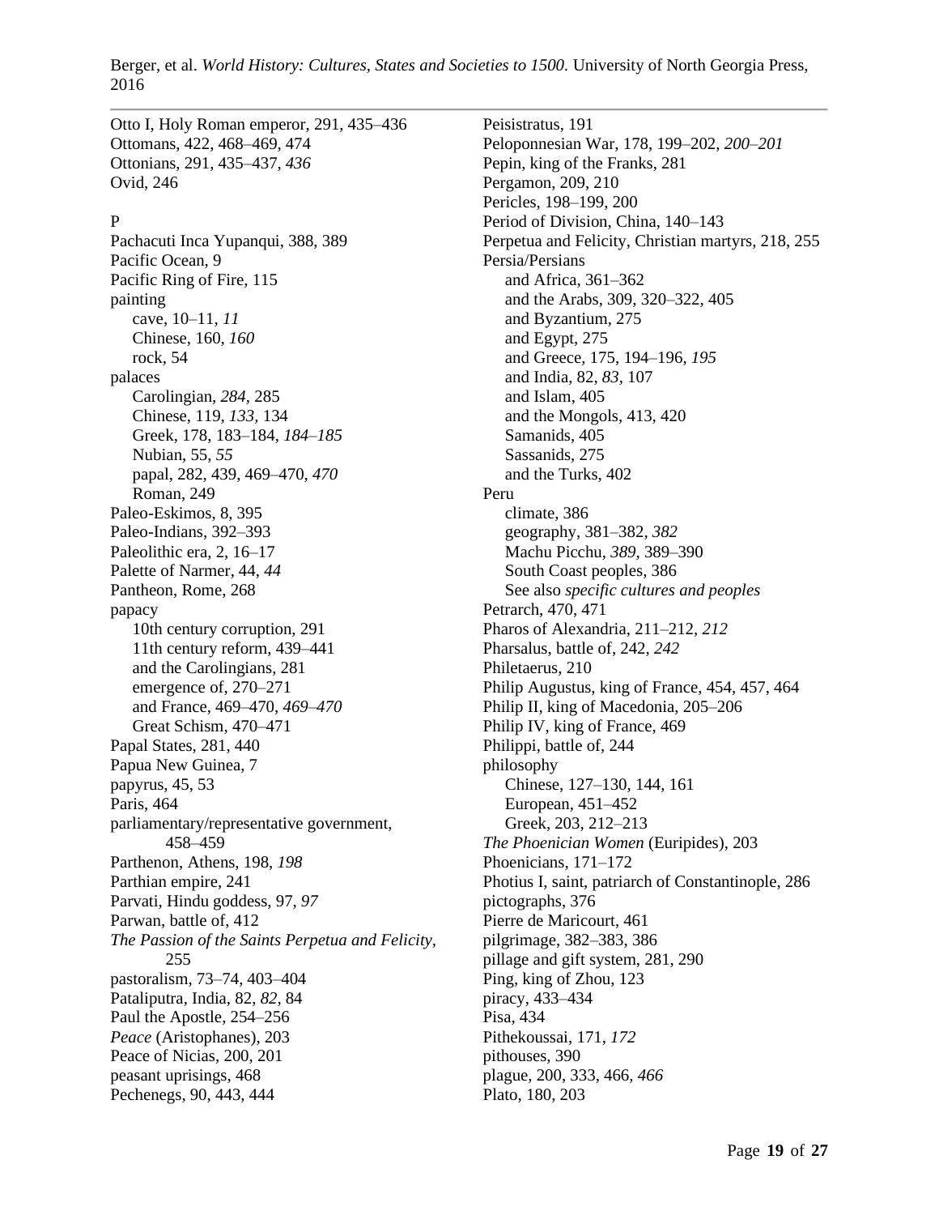Otto I, Holy Roman emperor, 291, 435–436
Ottomans, 422, 468–469, 474
Ottonians, 291, 435–437, *436*
Ovid, 246

P

Pachacuti Inca Yupanqui, 388, 389
Pacific Ocean, 9
Pacific Ring of Fire, 115
painting
    cave, 10–11, *11*
    Chinese, 160, *160*
    rock, 54
palaces
    Carolingian, *284*, 285
    Chinese, 119, *133*, 134
    Greek, 178, 183–184, *184–185*
    Nubian, 55, *55*
    papal, 282, 439, 469–470, *470*
    Roman, 249
Paleo-Eskimos, 8, 395
Paleo-Indians, 392–393
Paleolithic era, 2, 16–17
Palette of Narmer, 44, *44*
Pantheon, Rome, 268
papacy
    10th century corruption, 291
    11th century reform, 439–441
    and the Carolingians, 281
    emergence of, 270–271
    and France, 469–470, *469–470*
    Great Schism, 470–471
Papal States, 281, 440
Papua New Guinea, 7
papyrus, 45, 53
Paris, 464
parliamentary/representative government, 458–459
Parthenon, Athens, 198, *198*
Parthian empire, 241
Parvati, Hindu goddess, 97, *97*
Parwan, battle of, 412
*The Passion of the Saints Perpetua and Felicity*, 255
pastoralism, 73–74, 403–404
Pataliputra, India, 82, *82*, 84
Paul the Apostle, 254–256
*Peace* (Aristophanes), 203
Peace of Nicias, 200, 201
peasant uprisings, 468
Pechenegs, 90, 443, 444
Peisistratus, 191
Peloponnesian War, 178, 199–202, *200–201*
Pepin, king of the Franks, 281
Pergamon, 209, 210
Pericles, 198–199, 200
Period of Division, China, 140–143
Perpetua and Felicity, Christian martyrs, 218, 255
Persia/Persians
    and Africa, 361–362
    and the Arabs, 309, 320–322, 405
    and Byzantium, 275
    and Egypt, 275
    and Greece, 175, 194–196, *195*
    and India, 82, *83*, 107
    and Islam, 405
    and the Mongols, 413, 420
    Samanids, 405
    Sassanids, 275
    and the Turks, 402
Peru
    climate, 386
    geography, 381–382, *382*
    Machu Picchu, *389*, 389–390
    South Coast peoples, 386
    See also *specific cultures and peoples*
Petrarch, 470, 471
Pharos of Alexandria, 211–212, *212*
Pharsalus, battle of, 242, *242*
Philetaerus, 210
Philip Augustus, king of France, 454, 457, 464
Philip II, king of Macedonia, 205–206
Philip IV, king of France, 469
Philippi, battle of, 244
philosophy
    Chinese, 127–130, 144, 161
    European, 451–452
    Greek, 203, 212–213
*The Phoenician Women* (Euripides), 203
Phoenicians, 171–172
Photius I, saint, patriarch of Constantinople, 286
pictographs, 376
Pierre de Maricourt, 461
pilgrimage, 382–383, 386
pillage and gift system, 281, 290
Ping, king of Zhou, 123
piracy, 433–434
Pisa, 434
Pithekoussai, 171, *172*
pithouses, 390
plague, 200, 333, 466, *466*
Plato, 180, 203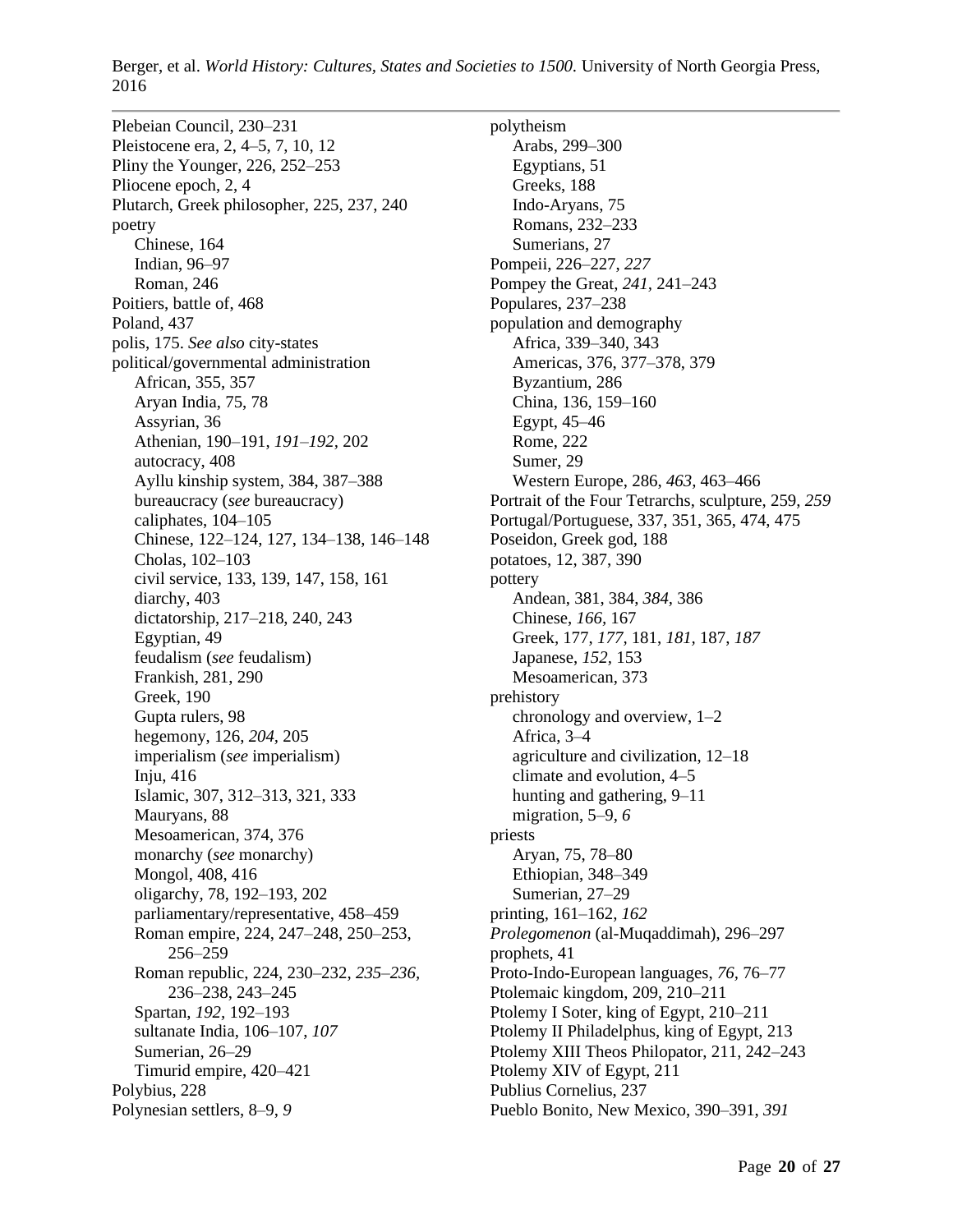Plebeian Council, 230–231
Pleistocene era, 2, 4–5, 7, 10, 12
Pliny the Younger, 226, 252–253
Pliocene epoch, 2, 4
Plutarch, Greek philosopher, 225, 237, 240
poetry
  Chinese, 164
  Indian, 96–97
  Roman, 246
Poitiers, battle of, 468
Poland, 437
polis, 175. *See also* city-states
political/governmental administration
  African, 355, 357
  Aryan India, 75, 78
  Assyrian, 36
  Athenian, 190–191, *191–192*, 202
  autocracy, 408
  Ayllu kinship system, 384, 387–388
  bureaucracy (*see* bureaucracy)
  caliphates, 104–105
  Chinese, 122–124, 127, 134–138, 146–148
  Cholas, 102–103
  civil service, 133, 139, 147, 158, 161
  diarchy, 403
  dictatorship, 217–218, 240, 243
  Egyptian, 49
  feudalism (*see* feudalism)
  Frankish, 281, 290
  Greek, 190
  Gupta rulers, 98
  hegemony, 126, *204*, 205
  imperialism (*see* imperialism)
  Inju, 416
  Islamic, 307, 312–313, 321, 333
  Mauryans, 88
  Mesoamerican, 374, 376
  monarchy (*see* monarchy)
  Mongol, 408, 416
  oligarchy, 78, 192–193, 202
  parliamentary/representative, 458–459
  Roman empire, 224, 247–248, 250–253, 256–259
  Roman republic, 224, 230–232, *235–236*, 236–238, 243–245
  Spartan, *192*, 192–193
  sultanate India, 106–107, *107*
  Sumerian, 26–29
  Timurid empire, 420–421
Polybius, 228
Polynesian settlers, 8–9, *9*
polytheism
  Arabs, 299–300
  Egyptians, 51
  Greeks, 188
  Indo-Aryans, 75
  Romans, 232–233
  Sumerians, 27
Pompeii, 226–227, *227*
Pompey the Great, *241*, 241–243
Populares, 237–238
population and demography
  Africa, 339–340, 343
  Americas, 376, 377–378, 379
  Byzantium, 286
  China, 136, 159–160
  Egypt, 45–46
  Rome, 222
  Sumer, 29
  Western Europe, 286, *463*, 463–466
Portrait of the Four Tetrarchs, sculpture, 259, *259*
Portugal/Portuguese, 337, 351, 365, 474, 475
Poseidon, Greek god, 188
potatoes, 12, 387, 390
pottery
  Andean, 381, 384, *384*, 386
  Chinese, *166*, 167
  Greek, 177, *177*, 181, *181*, 187, *187*
  Japanese, *152*, 153
  Mesoamerican, 373
prehistory
  chronology and overview, 1–2
  Africa, 3–4
  agriculture and civilization, 12–18
  climate and evolution, 4–5
  hunting and gathering, 9–11
  migration, 5–9, *6*
priests
  Aryan, 75, 78–80
  Ethiopian, 348–349
  Sumerian, 27–29
printing, 161–162, *162*
*Prolegomenon* (al-Muqaddimah), 296–297
prophets, 41
Proto-Indo-European languages, *76*, 76–77
Ptolemaic kingdom, 209, 210–211
Ptolemy I Soter, king of Egypt, 210–211
Ptolemy II Philadelphus, king of Egypt, 213
Ptolemy XIII Theos Philopator, 211, 242–243
Ptolemy XIV of Egypt, 211
Publius Cornelius, 237
Pueblo Bonito, New Mexico, 390–391, *391*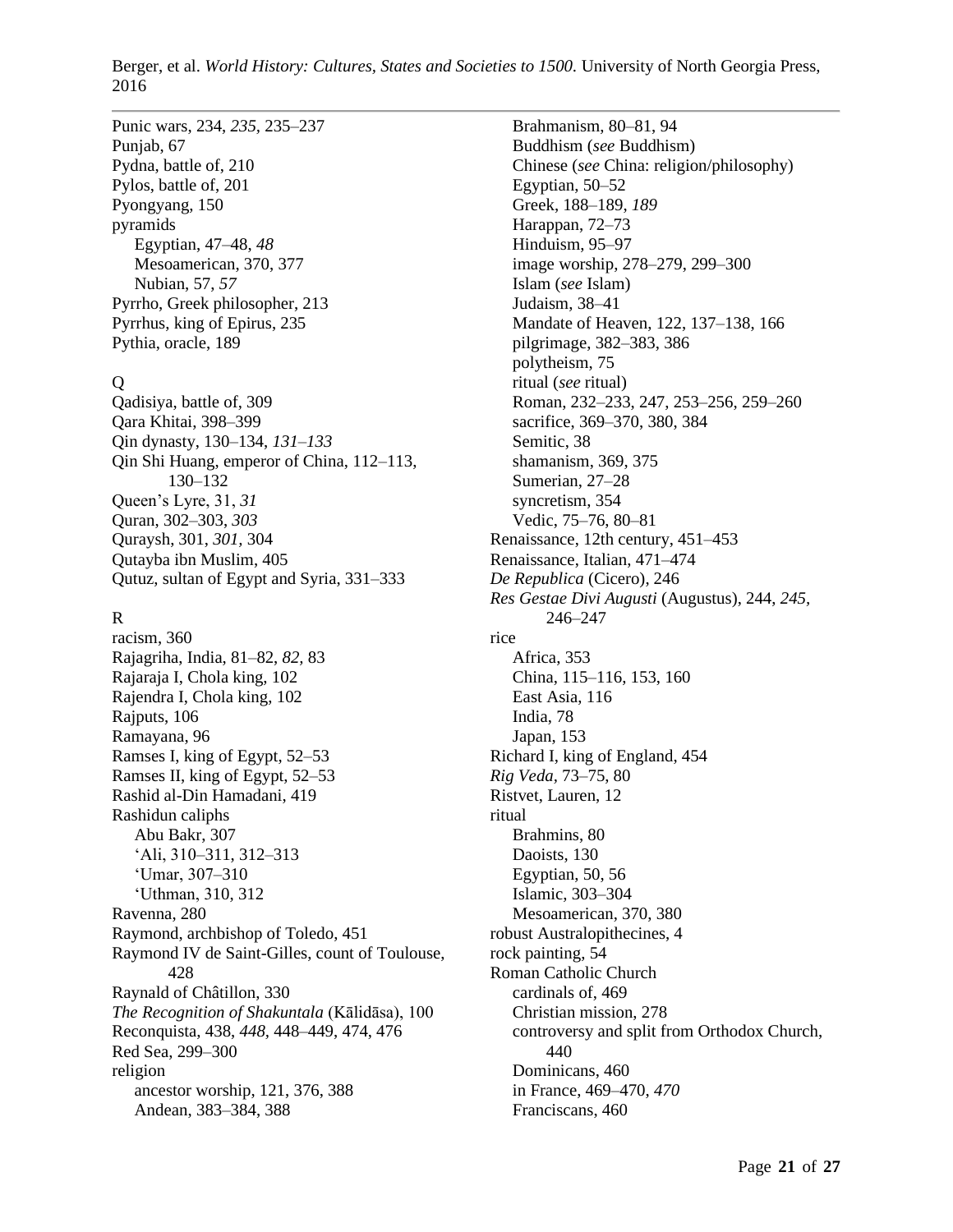Punic wars, 234, *235*, 235–237
Punjab, 67
Pydna, battle of, 210
Pylos, battle of, 201
Pyongyang, 150
pyramids
    Egyptian, 47–48, *48*
    Mesoamerican, 370, 377
    Nubian, 57, *57*
Pyrrho, Greek philosopher, 213
Pyrrhus, king of Epirus, 235
Pythia, oracle, 189

Q

Qadisiya, battle of, 309
Qara Khitai, 398–399
Qin dynasty, 130–134, *131–133*
Qin Shi Huang, emperor of China, 112–113, 130–132
Queen's Lyre, 31, *31*
Quran, 302–303, *303*
Quraysh, 301, *301*, 304
Qutayba ibn Muslim, 405
Qutuz, sultan of Egypt and Syria, 331–333

R

racism, 360
Rajagriha, India, 81–82, *82*, 83
Rajaraja I, Chola king, 102
Rajendra I, Chola king, 102
Rajputs, 106
Ramayana, 96
Ramses I, king of Egypt, 52–53
Ramses II, king of Egypt, 52–53
Rashid al-Din Hamadani, 419
Rashidun caliphs
    Abu Bakr, 307
    'Ali, 310–311, 312–313
    'Umar, 307–310
    'Uthman, 310, 312
Ravenna, 280
Raymond, archbishop of Toledo, 451
Raymond IV de Saint-Gilles, count of Toulouse, 428
Raynald of Châtillon, 330
*The Recognition of Shakuntala* (Kālidāsa), 100
Reconquista, 438, *448*, 448–449, 474, 476
Red Sea, 299–300
religion
    ancestor worship, 121, 376, 388
    Andean, 383–384, 388
    Brahmanism, 80–81, 94
    Buddhism (*see* Buddhism)
    Chinese (*see* China: religion/philosophy)
    Egyptian, 50–52
    Greek, 188–189, *189*
    Harappan, 72–73
    Hinduism, 95–97
    image worship, 278–279, 299–300
    Islam (*see* Islam)
    Judaism, 38–41
    Mandate of Heaven, 122, 137–138, 166
    pilgrimage, 382–383, 386
    polytheism, 75
    ritual (*see* ritual)
    Roman, 232–233, 247, 253–256, 259–260
    sacrifice, 369–370, 380, 384
    Semitic, 38
    shamanism, 369, 375
    Sumerian, 27–28
    syncretism, 354
    Vedic, 75–76, 80–81
Renaissance, 12th century, 451–453
Renaissance, Italian, 471–474
*De Republica* (Cicero), 246
*Res Gestae Divi Augusti* (Augustus), 244, *245*, 246–247
rice
    Africa, 353
    China, 115–116, 153, 160
    East Asia, 116
    India, 78
    Japan, 153
Richard I, king of England, 454
*Rig Veda*, 73–75, 80
Ristvet, Lauren, 12
ritual
    Brahmins, 80
    Daoists, 130
    Egyptian, 50, 56
    Islamic, 303–304
    Mesoamerican, 370, 380
robust Australopithecines, 4
rock painting, 54
Roman Catholic Church
    cardinals of, 469
    Christian mission, 278
    controversy and split from Orthodox Church, 440
    Dominicans, 460
    in France, 469–470, *470*
    Franciscans, 460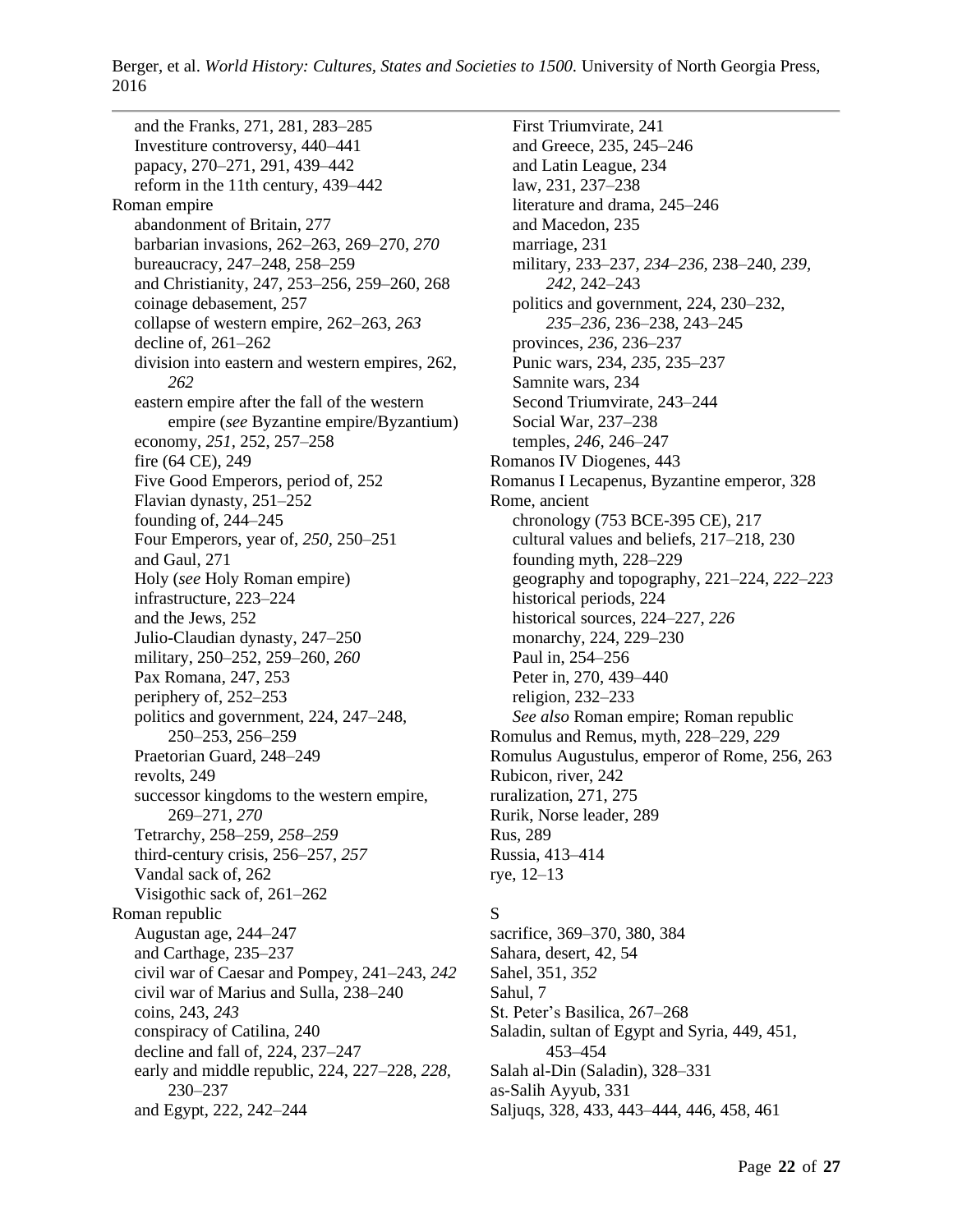and the Franks, 271, 281, 283–285
  Investiture controversy, 440–441
  papacy, 270–271, 291, 439–442
  reform in the 11th century, 439–442

Roman empire
  abandonment of Britain, 277
  barbarian invasions, 262–263, 269–270, *270*
  bureaucracy, 247–248, 258–259
  and Christianity, 247, 253–256, 259–260, 268
  coinage debasement, 257
  collapse of western empire, 262–263, *263*
  decline of, 261–262
  division into eastern and western empires, 262, *262*
  eastern empire after the fall of the western empire (*see* Byzantine empire/Byzantium)
  economy, *251*, 252, 257–258
  fire (64 CE), 249
  Five Good Emperors, period of, 252
  Flavian dynasty, 251–252
  founding of, 244–245
  Four Emperors, year of, *250*, 250–251
  and Gaul, 271
  Holy (*see* Holy Roman empire)
  infrastructure, 223–224
  and the Jews, 252
  Julio-Claudian dynasty, 247–250
  military, 250–252, 259–260, *260*
  Pax Romana, 247, 253
  periphery of, 252–253
  politics and government, 224, 247–248, 250–253, 256–259
  Praetorian Guard, 248–249
  revolts, 249
  successor kingdoms to the western empire, 269–271, *270*
  Tetrarchy, 258–259, *258–259*
  third-century crisis, 256–257, *257*
  Vandal sack of, 262
  Visigothic sack of, 261–262

Roman republic
  Augustan age, 244–247
  and Carthage, 235–237
  civil war of Caesar and Pompey, 241–243, *242*
  civil war of Marius and Sulla, 238–240
  coins, 243, *243*
  conspiracy of Catilina, 240
  decline and fall of, 224, 237–247
  early and middle republic, 224, 227–228, *228*, 230–237
  and Egypt, 222, 242–244
  First Triumvirate, 241
  and Greece, 235, 245–246
  and Latin League, 234
  law, 231, 237–238
  literature and drama, 245–246
  and Macedon, 235
  marriage, 231
  military, 233–237, *234–236*, 238–240, *239*, *242*, 242–243
  politics and government, 224, 230–232, *235–236*, 236–238, 243–245
  provinces, *236*, 236–237
  Punic wars, 234, *235*, 235–237
  Samnite wars, 234
  Second Triumvirate, 243–244
  Social War, 237–238
  temples, *246*, 246–247

Romanos IV Diogenes, 443

Romanus I Lecapenus, Byzantine emperor, 328

Rome, ancient
  chronology (753 BCE-395 CE), 217
  cultural values and beliefs, 217–218, 230
  founding myth, 228–229
  geography and topography, 221–224, *222–223*
  historical periods, 224
  historical sources, 224–227, *226*
  monarchy, 224, 229–230
  Paul in, 254–256
  Peter in, 270, 439–440
  religion, 232–233
  *See also* Roman empire; Roman republic

Romulus and Remus, myth, 228–229, *229*

Romulus Augustulus, emperor of Rome, 256, 263

Rubicon, river, 242

ruralization, 271, 275

Rurik, Norse leader, 289

Rus, 289

Russia, 413–414

rye, 12–13

S

sacrifice, 369–370, 380, 384

Sahara, desert, 42, 54

Sahel, 351, *352*

Sahul, 7

St. Peter's Basilica, 267–268

Saladin, sultan of Egypt and Syria, 449, 451, 453–454

Salah al-Din (Saladin), 328–331

as-Salih Ayyub, 331

Saljuqs, 328, 433, 443–444, 446, 458, 461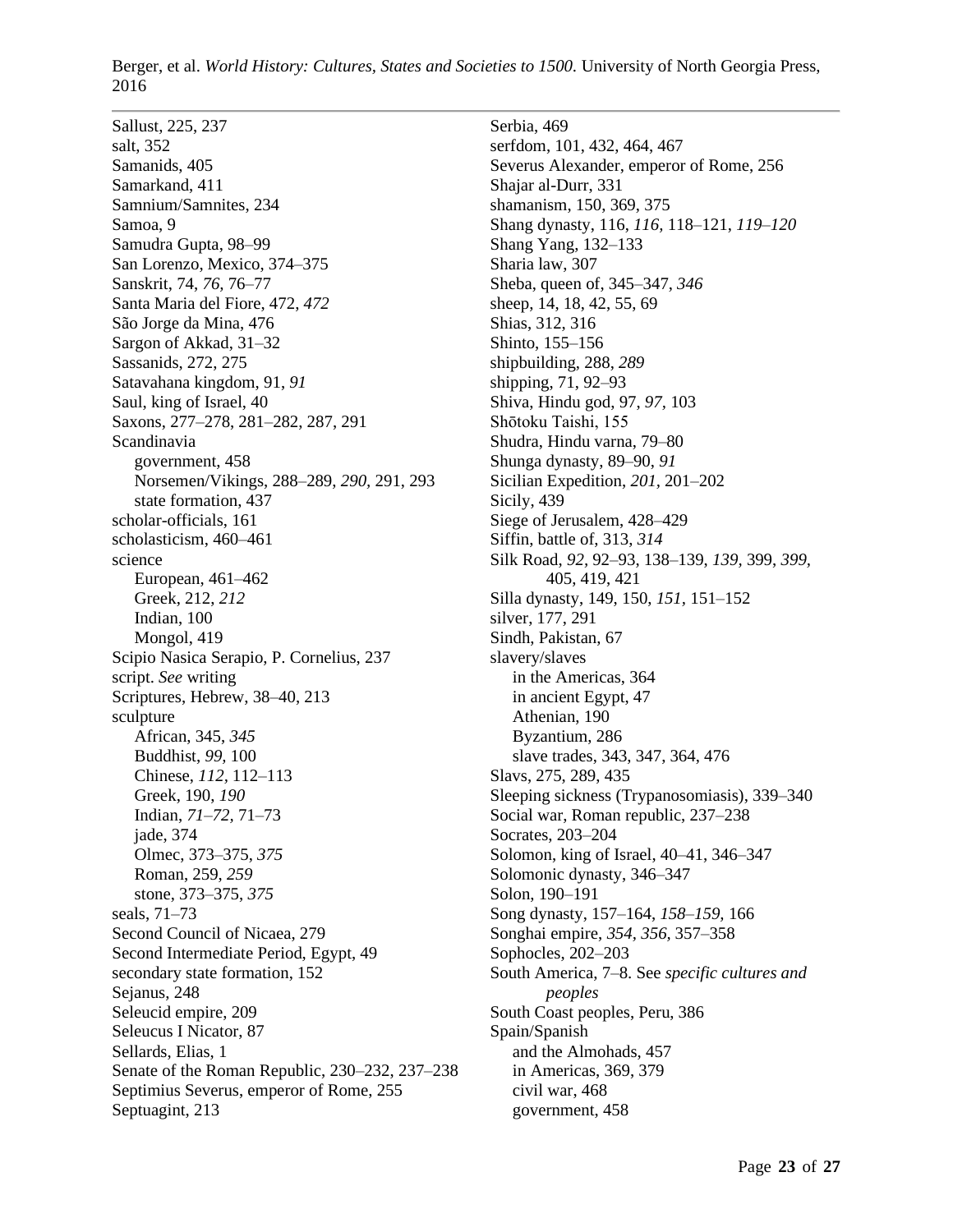Sallust, 225, 237
salt, 352
Samanids, 405
Samarkand, 411
Samnium/Samnites, 234
Samoa, 9
Samudra Gupta, 98–99
San Lorenzo, Mexico, 374–375
Sanskrit, 74, *76*, 76–77
Santa Maria del Fiore, 472, *472*
São Jorge da Mina, 476
Sargon of Akkad, 31–32
Sassanids, 272, 275
Satavahana kingdom, 91, *91*
Saul, king of Israel, 40
Saxons, 277–278, 281–282, 287, 291
Scandinavia
  government, 458
  Norsemen/Vikings, 288–289, *290*, 291, 293
  state formation, 437
scholar-officials, 161
scholasticism, 460–461
science
  European, 461–462
  Greek, 212, *212*
  Indian, 100
  Mongol, 419
Scipio Nasica Serapio, P. Cornelius, 237
script. *See* writing
Scriptures, Hebrew, 38–40, 213
sculpture
  African, 345, *345*
  Buddhist, *99*, 100
  Chinese, *112*, 112–113
  Greek, 190, *190*
  Indian, *71–72*, 71–73
  jade, 374
  Olmec, 373–375, *375*
  Roman, 259, *259*
  stone, 373–375, *375*
seals, 71–73
Second Council of Nicaea, 279
Second Intermediate Period, Egypt, 49
secondary state formation, 152
Sejanus, 248
Seleucid empire, 209
Seleucus I Nicator, 87
Sellards, Elias, 1
Senate of the Roman Republic, 230–232, 237–238
Septimius Severus, emperor of Rome, 255
Septuagint, 213
Serbia, 469
serfdom, 101, 432, 464, 467
Severus Alexander, emperor of Rome, 256
Shajar al-Durr, 331
shamanism, 150, 369, 375
Shang dynasty, 116, *116*, 118–121, *119–120*
Shang Yang, 132–133
Sharia law, 307
Sheba, queen of, 345–347, *346*
sheep, 14, 18, 42, 55, 69
Shias, 312, 316
Shinto, 155–156
shipbuilding, 288, *289*
shipping, 71, 92–93
Shiva, Hindu god, 97, *97*, 103
Shōtoku Taishi, 155
Shudra, Hindu varna, 79–80
Shunga dynasty, 89–90, *91*
Sicilian Expedition, *201*, 201–202
Sicily, 439
Siege of Jerusalem, 428–429
Siffin, battle of, 313, *314*
Silk Road, *92*, 92–93, 138–139, *139*, 399, *399*, 405, 419, 421
Silla dynasty, 149, 150, *151*, 151–152
silver, 177, 291
Sindh, Pakistan, 67
slavery/slaves
  in the Americas, 364
  in ancient Egypt, 47
  Athenian, 190
  Byzantium, 286
  slave trades, 343, 347, 364, 476
Slavs, 275, 289, 435
Sleeping sickness (Trypanosomiasis), 339–340
Social war, Roman republic, 237–238
Socrates, 203–204
Solomon, king of Israel, 40–41, 346–347
Solomonic dynasty, 346–347
Solon, 190–191
Song dynasty, 157–164, *158–159*, 166
Songhai empire, *354*, *356*, 357–358
Sophocles, 202–203
South America, 7–8. See *specific cultures and peoples*
South Coast peoples, Peru, 386
Spain/Spanish
  and the Almohads, 457
  in Americas, 369, 379
  civil war, 468
  government, 458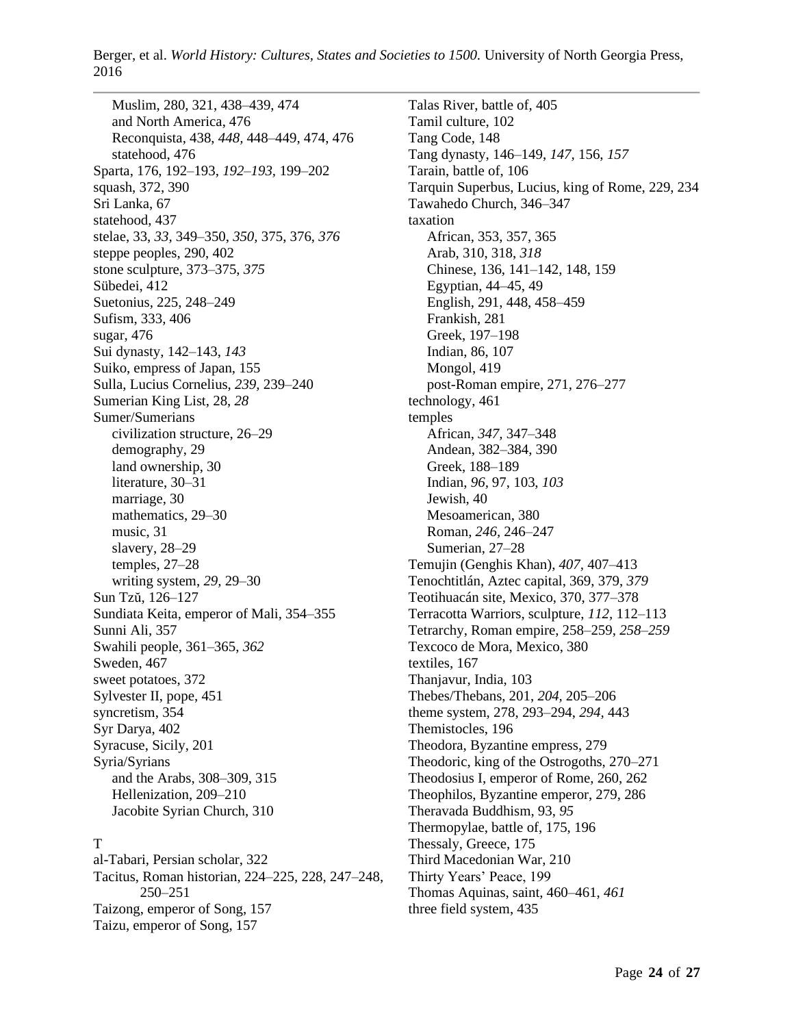Muslim, 280, 321, 438–439, 474
  and North America, 476
  Reconquista, 438, *448*, 448–449, 474, 476
  statehood, 476
Sparta, 176, 192–193, *192–193*, 199–202
squash, 372, 390
Sri Lanka, 67
statehood, 437
stelae, 33, *33*, 349–350, *350*, 375, 376, *376*
steppe peoples, 290, 402
stone sculpture, 373–375, *375*
Sübedei, 412
Suetonius, 225, 248–249
Sufism, 333, 406
sugar, 476
Sui dynasty, 142–143, *143*
Suiko, empress of Japan, 155
Sulla, Lucius Cornelius, *239*, 239–240
Sumerian King List, 28, *28*
Sumer/Sumerians
  civilization structure, 26–29
  demography, 29
  land ownership, 30
  literature, 30–31
  marriage, 30
  mathematics, 29–30
  music, 31
  slavery, 28–29
  temples, 27–28
  writing system, *29*, 29–30
Sun Tzŭ, 126–127
Sundiata Keita, emperor of Mali, 354–355
Sunni Ali, 357
Swahili people, 361–365, *362*
Sweden, 467
sweet potatoes, 372
Sylvester II, pope, 451
syncretism, 354
Syr Darya, 402
Syracuse, Sicily, 201
Syria/Syrians
  and the Arabs, 308–309, 315
  Hellenization, 209–210
  Jacobite Syrian Church, 310

T

al-Tabari, Persian scholar, 322
Tacitus, Roman historian, 224–225, 228, 247–248, 250–251
Taizong, emperor of Song, 157
Taizu, emperor of Song, 157
Talas River, battle of, 405
Tamil culture, 102
Tang Code, 148
Tang dynasty, 146–149, *147*, 156, *157*
Tarain, battle of, 106
Tarquin Superbus, Lucius, king of Rome, 229, 234
Tawahedo Church, 346–347
taxation
  African, 353, 357, 365
  Arab, 310, 318, *318*
  Chinese, 136, 141–142, 148, 159
  Egyptian, 44–45, 49
  English, 291, 448, 458–459
  Frankish, 281
  Greek, 197–198
  Indian, 86, 107
  Mongol, 419
  post-Roman empire, 271, 276–277
technology, 461
temples
  African, *347*, 347–348
  Andean, 382–384, 390
  Greek, 188–189
  Indian, *96*, 97, 103, *103*
  Jewish, 40
  Mesoamerican, 380
  Roman, *246*, 246–247
  Sumerian, 27–28
Temujin (Genghis Khan), *407*, 407–413
Tenochtitlán, Aztec capital, 369, 379, *379*
Teotihuacán site, Mexico, 370, 377–378
Terracotta Warriors, sculpture, *112*, 112–113
Tetrarchy, Roman empire, 258–259, *258–259*
Texcoco de Mora, Mexico, 380
textiles, 167
Thanjavur, India, 103
Thebes/Thebans, 201, *204*, 205–206
theme system, 278, 293–294, *294*, 443
Themistocles, 196
Theodora, Byzantine empress, 279
Theodoric, king of the Ostrogoths, 270–271
Theodosius I, emperor of Rome, 260, 262
Theophilos, Byzantine emperor, 279, 286
Theravada Buddhism, 93, *95*
Thermopylae, battle of, 175, 196
Thessaly, Greece, 175
Third Macedonian War, 210
Thirty Years' Peace, 199
Thomas Aquinas, saint, 460–461, *461*
three field system, 435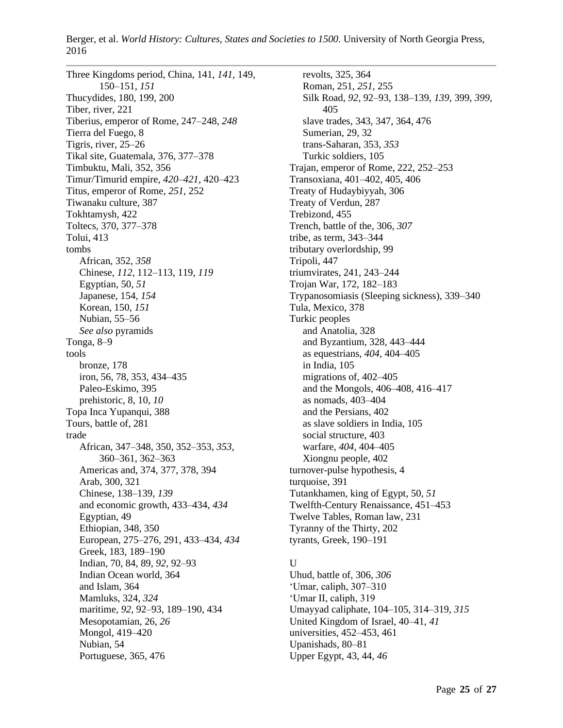Three Kingdoms period, China, 141, *141*, 149, 150–151, *151*
Thucydides, 180, 199, 200
Tiber, river, 221
Tiberius, emperor of Rome, 247–248, *248*
Tierra del Fuego, 8
Tigris, river, 25–26
Tikal site, Guatemala, 376, 377–378
Timbuktu, Mali, 352, 356
Timur/Timurid empire, *420–421*, 420–423
Titus, emperor of Rome, *251*, 252
Tiwanaku culture, 387
Tokhtamysh, 422
Toltecs, 370, 377–378
Tolui, 413
tombs
- African, 352, *358*
- Chinese, *112*, 112–113, 119, *119*
- Egyptian, 50, *51*
- Japanese, 154, *154*
- Korean, 150, *151*
- Nubian, 55–56
- *See also* pyramids

Tonga, 8–9
tools
- bronze, 178
- iron, 56, 78, 353, 434–435
- Paleo-Eskimo, 395
- prehistoric, 8, 10, *10*

Topa Inca Yupanqui, 388
Tours, battle of, 281
trade
- African, 347–348, 350, 352–353, *353*, 360–361, 362–363
- Americas and, 374, 377, 378, 394
- Arab, 300, 321
- Chinese, 138–139, *139*
- and economic growth, 433–434, *434*
- Egyptian, 49
- Ethiopian, 348, 350
- European, 275–276, 291, 433–434, *434*
- Greek, 183, 189–190
- Indian, 70, 84, 89, *92*, 92–93
- Indian Ocean world, 364
- and Islam, 364
- Mamluks, 324, *324*
- maritime, *92*, 92–93, 189–190, 434
- Mesopotamian, 26, *26*
- Mongol, 419–420
- Nubian, 54
- Portuguese, 365, 476
- revolts, 325, 364
- Roman, 251, *251*, 255
- Silk Road, *92*, 92–93, 138–139, *139*, 399, *399*, 405
- slave trades, 343, 347, 364, 476
- Sumerian, 29, 32
- trans-Saharan, 353, *353*
- Turkic soldiers, 105

Trajan, emperor of Rome, 222, 252–253
Transoxiana, 401–402, 405, 406
Treaty of Hudaybiyyah, 306
Treaty of Verdun, 287
Trebizond, 455
Trench, battle of the, 306, *307*
tribe, as term, 343–344
tributary overlordship, 99
Tripoli, 447
triumvirates, 241, 243–244
Trojan War, 172, 182–183
Trypanosomiasis (Sleeping sickness), 339–340
Tula, Mexico, 378
Turkic peoples
- and Anatolia, 328
- and Byzantium, 328, 443–444
- as equestrians, *404*, 404–405
- in India, 105
- migrations of, 402–405
- and the Mongols, 406–408, 416–417
- as nomads, 403–404
- and the Persians, 402
- as slave soldiers in India, 105
- social structure, 403
- warfare, *404*, 404–405
- Xiongnu people, 402

turnover-pulse hypothesis, 4
turquoise, 391
Tutankhamen, king of Egypt, 50, *51*
Twelfth-Century Renaissance, 451–453
Twelve Tables, Roman law, 231
Tyranny of the Thirty, 202
tyrants, Greek, 190–191

U

Uhud, battle of, 306, *306*
'Umar, caliph, 307–310
'Umar II, caliph, 319
Umayyad caliphate, 104–105, 314–319, *315*
United Kingdom of Israel, 40–41, *41*
universities, 452–453, 461
Upanishads, 80–81
Upper Egypt, 43, 44, *46*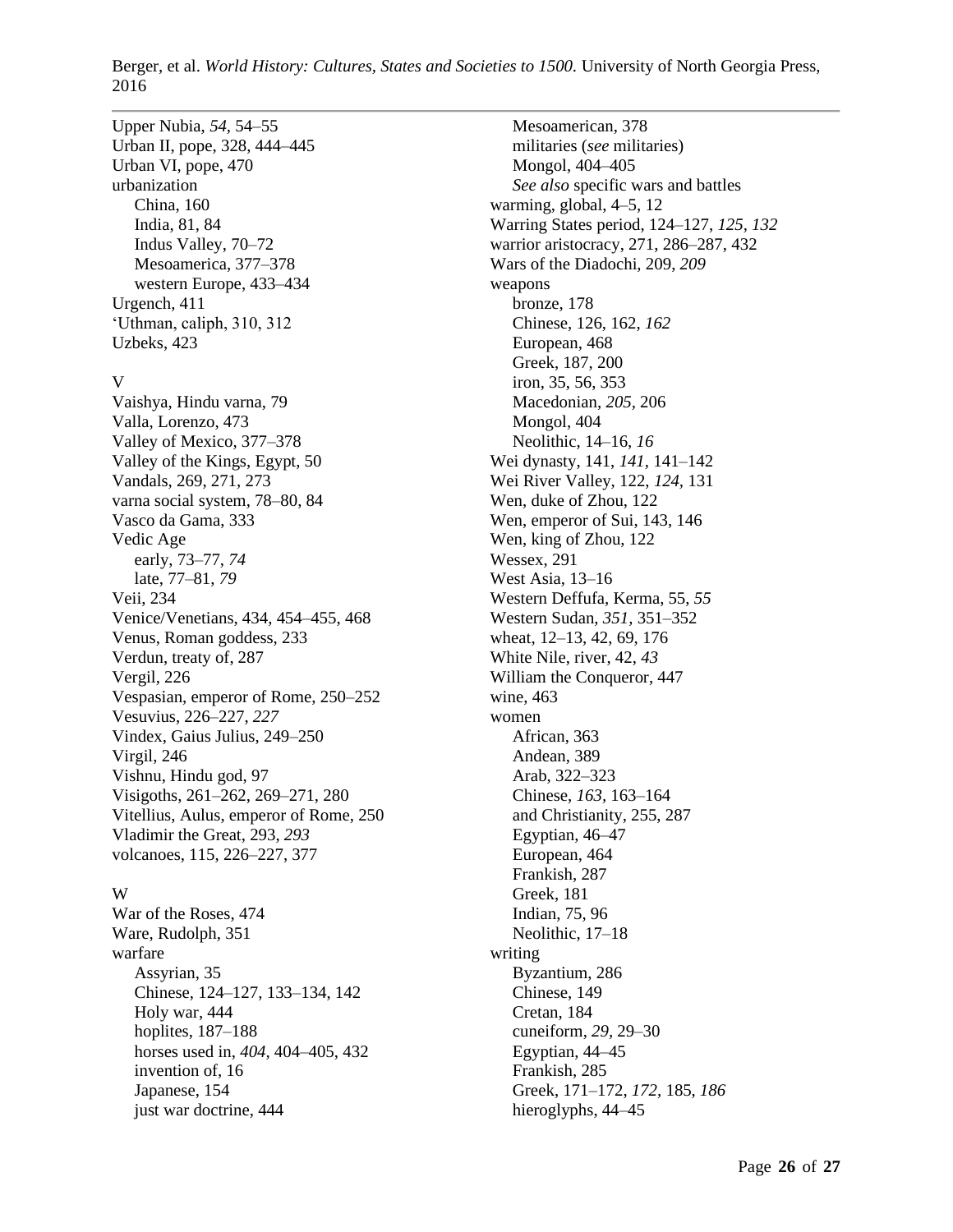Upper Nubia, *54*, 54–55
Urban II, pope, 328, 444–445
Urban VI, pope, 470
urbanization
    China, 160
    India, 81, 84
    Indus Valley, 70–72
    Mesoamerica, 377–378
    western Europe, 433–434
Urgench, 411
‘Uthman, caliph, 310, 312
Uzbeks, 423

V

Vaishya, Hindu varna, 79
Valla, Lorenzo, 473
Valley of Mexico, 377–378
Valley of the Kings, Egypt, 50
Vandals, 269, 271, 273
varna social system, 78–80, 84
Vasco da Gama, 333
Vedic Age
    early, 73–77, *74*
    late, 77–81, *79*
Veii, 234
Venice/Venetians, 434, 454–455, 468
Venus, Roman goddess, 233
Verdun, treaty of, 287
Vergil, 226
Vespasian, emperor of Rome, 250–252
Vesuvius, 226–227, *227*
Vindex, Gaius Julius, 249–250
Virgil, 246
Vishnu, Hindu god, 97
Visigoths, 261–262, 269–271, 280
Vitellius, Aulus, emperor of Rome, 250
Vladimir the Great, 293, *293*
volcanoes, 115, 226–227, 377

W

War of the Roses, 474
Ware, Rudolph, 351
warfare
    Assyrian, 35
    Chinese, 124–127, 133–134, 142
    Holy war, 444
    hoplites, 187–188
    horses used in, *404*, 404–405, 432
    invention of, 16
    Japanese, 154
    just war doctrine, 444
    Mesoamerican, 378
    militaries (*see* militaries)
    Mongol, 404–405
    *See also* specific wars and battles
warming, global, 4–5, 12
Warring States period, 124–127, *125*, *132*
warrior aristocracy, 271, 286–287, 432
Wars of the Diadochi, 209, *209*
weapons
    bronze, 178
    Chinese, 126, 162, *162*
    European, 468
    Greek, 187, 200
    iron, 35, 56, 353
    Macedonian, *205*, 206
    Mongol, 404
    Neolithic, 14–16, *16*
Wei dynasty, 141, *141*, 141–142
Wei River Valley, 122, *124*, 131
Wen, duke of Zhou, 122
Wen, emperor of Sui, 143, 146
Wen, king of Zhou, 122
Wessex, 291
West Asia, 13–16
Western Deffufa, Kerma, 55, *55*
Western Sudan, *351*, 351–352
wheat, 12–13, 42, 69, 176
White Nile, river, 42, *43*
William the Conqueror, 447
wine, 463
women
    African, 363
    Andean, 389
    Arab, 322–323
    Chinese, *163*, 163–164
    and Christianity, 255, 287
    Egyptian, 46–47
    European, 464
    Frankish, 287
    Greek, 181
    Indian, 75, 96
    Neolithic, 17–18
writing
    Byzantium, 286
    Chinese, 149
    Cretan, 184
    cuneiform, *29*, 29–30
    Egyptian, 44–45
    Frankish, 285
    Greek, 171–172, *172*, 185, *186*
    hieroglyphs, 44–45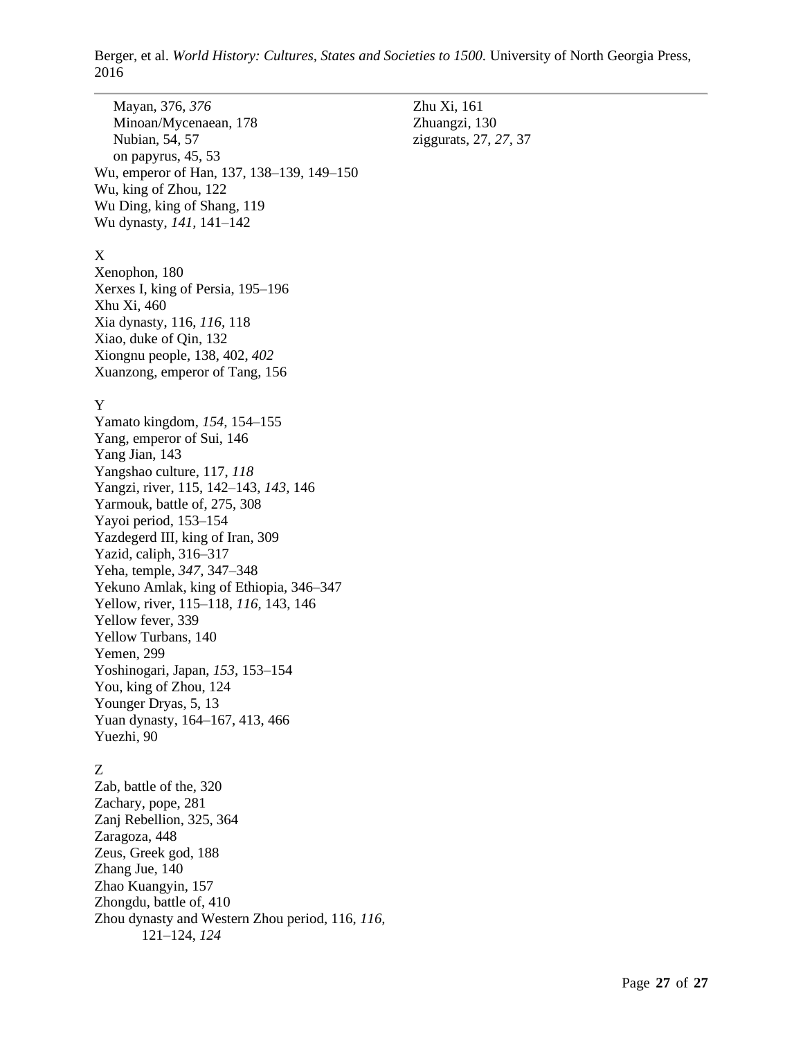Mayan, 376, *376*
Minoan/Mycenaean, 178
Nubian, 54, 57
on papyrus, 45, 53

Wu, emperor of Han, 137, 138–139, 149–150
Wu, king of Zhou, 122
Wu Ding, king of Shang, 119
Wu dynasty, *141,* 141–142

X

Xenophon, 180
Xerxes I, king of Persia, 195–196
Xhu Xi, 460
Xia dynasty, 116, *116,* 118
Xiao, duke of Qin, 132
Xiongnu people, 138, 402, *402*
Xuanzong, emperor of Tang, 156

Y

Yamato kingdom, *154,* 154–155
Yang, emperor of Sui, 146
Yang Jian, 143
Yangshao culture, 117, *118*
Yangzi, river, 115, 142–143, *143,* 146
Yarmouk, battle of, 275, 308
Yayoi period, 153–154
Yazdegerd III, king of Iran, 309
Yazid, caliph, 316–317
Yeha, temple, *347,* 347–348
Yekuno Amlak, king of Ethiopia, 346–347
Yellow, river, 115–118, *116,* 143, 146
Yellow fever, 339
Yellow Turbans, 140
Yemen, 299
Yoshinogari, Japan, *153,* 153–154
You, king of Zhou, 124
Younger Dryas, 5, 13
Yuan dynasty, 164–167, 413, 466
Yuezhi, 90

Z

Zab, battle of the, 320
Zachary, pope, 281
Zanj Rebellion, 325, 364
Zaragoza, 448
Zeus, Greek god, 188
Zhang Jue, 140
Zhao Kuangyin, 157
Zhongdu, battle of, 410
Zhou dynasty and Western Zhou period, 116, *116,* 121–124, *124*
Zhu Xi, 161
Zhuangzi, 130
ziggurats, 27, *27,* 37